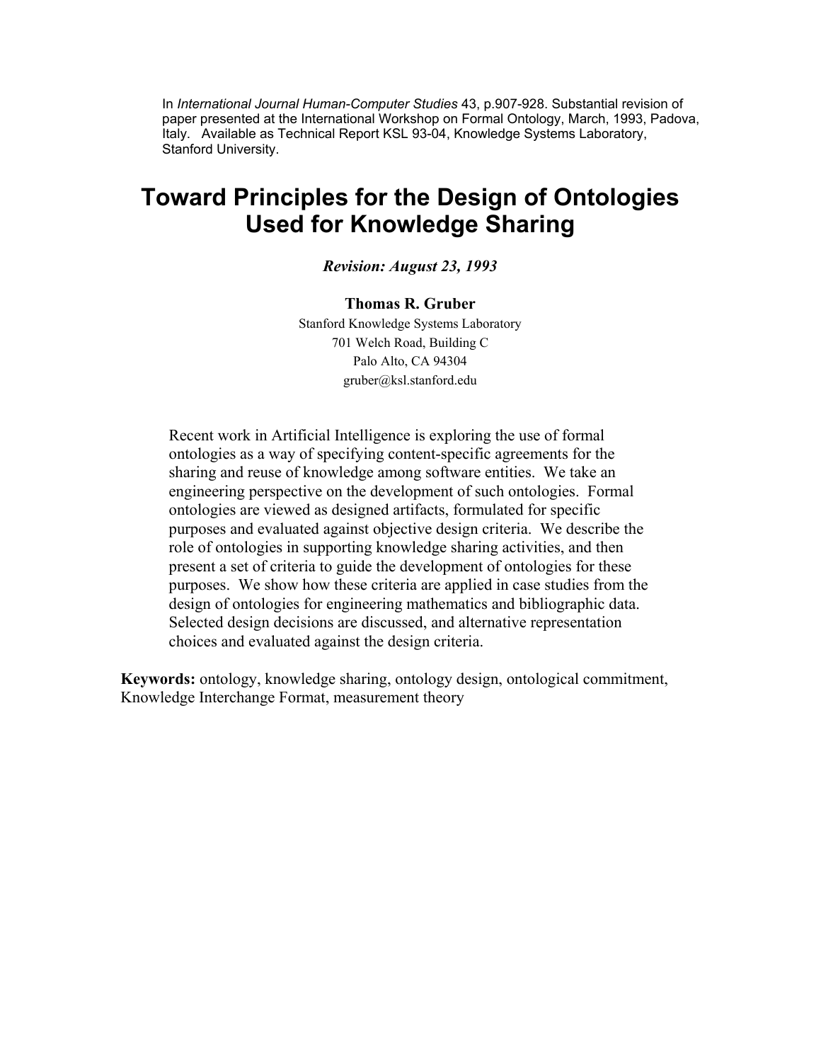In *International Journal Human-Computer Studies* 43, p.907-928. Substantial revision of paper presented at the International Workshop on Formal Ontology, March, 1993, Padova, Italy. Available as Technical Report KSL 93-04, Knowledge Systems Laboratory, Stanford University.

# Toward Principles for the Design of Ontologies Used for Knowledge Sharing

***Revision: August 23, 1993***

**Thomas R. Gruber**

Stanford Knowledge Systems Laboratory
701 Welch Road, Building C
Palo Alto, CA 94304
gruber@ksl.stanford.edu

Recent work in Artificial Intelligence is exploring the use of formal ontologies as a way of specifying content-specific agreements for the sharing and reuse of knowledge among software entities. We take an engineering perspective on the development of such ontologies. Formal ontologies are viewed as designed artifacts, formulated for specific purposes and evaluated against objective design criteria. We describe the role of ontologies in supporting knowledge sharing activities, and then present a set of criteria to guide the development of ontologies for these purposes. We show how these criteria are applied in case studies from the design of ontologies for engineering mathematics and bibliographic data. Selected design decisions are discussed, and alternative representation choices and evaluated against the design criteria.

**Keywords:** ontology, knowledge sharing, ontology design, ontological commitment, Knowledge Interchange Format, measurement theory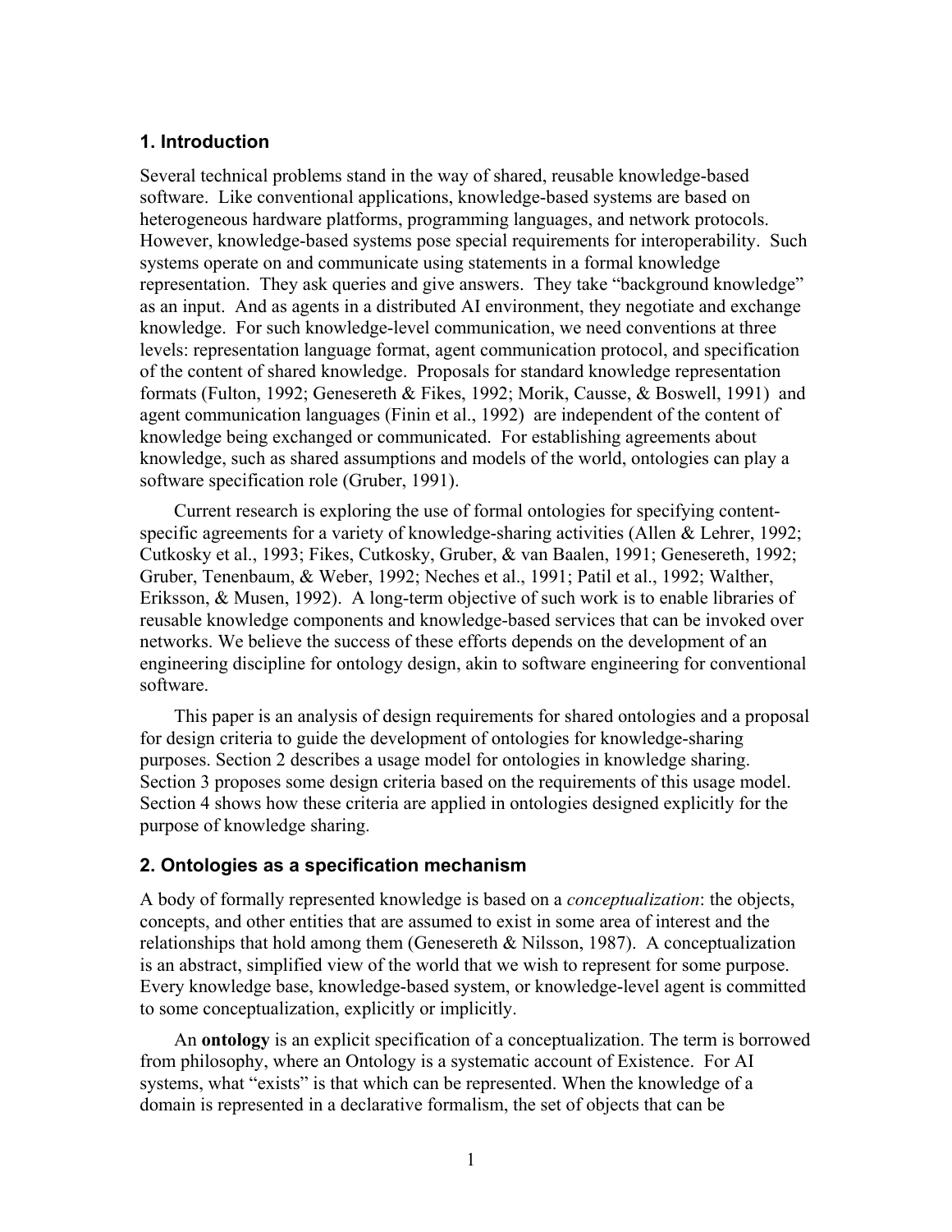## 1. Introduction

Several technical problems stand in the way of shared, reusable knowledge-based software. Like conventional applications, knowledge-based systems are based on heterogeneous hardware platforms, programming languages, and network protocols. However, knowledge-based systems pose special requirements for interoperability. Such systems operate on and communicate using statements in a formal knowledge representation. They ask queries and give answers. They take "background knowledge" as an input. And as agents in a distributed AI environment, they negotiate and exchange knowledge. For such knowledge-level communication, we need conventions at three levels: representation language format, agent communication protocol, and specification of the content of shared knowledge. Proposals for standard knowledge representation formats (Fulton, 1992; Genesereth & Fikes, 1992; Morik, Causse, & Boswell, 1991) and agent communication languages (Finin et al., 1992) are independent of the content of knowledge being exchanged or communicated. For establishing agreements about knowledge, such as shared assumptions and models of the world, ontologies can play a software specification role (Gruber, 1991).

Current research is exploring the use of formal ontologies for specifying content-specific agreements for a variety of knowledge-sharing activities (Allen & Lehrer, 1992; Cutkosky et al., 1993; Fikes, Cutkosky, Gruber, & van Baalen, 1991; Genesereth, 1992; Gruber, Tenenbaum, & Weber, 1992; Neches et al., 1991; Patil et al., 1992; Walther, Eriksson, & Musen, 1992). A long-term objective of such work is to enable libraries of reusable knowledge components and knowledge-based services that can be invoked over networks. We believe the success of these efforts depends on the development of an engineering discipline for ontology design, akin to software engineering for conventional software.

This paper is an analysis of design requirements for shared ontologies and a proposal for design criteria to guide the development of ontologies for knowledge-sharing purposes. Section 2 describes a usage model for ontologies in knowledge sharing. Section 3 proposes some design criteria based on the requirements of this usage model. Section 4 shows how these criteria are applied in ontologies designed explicitly for the purpose of knowledge sharing.

## 2. Ontologies as a specification mechanism

A body of formally represented knowledge is based on a *conceptualization*: the objects, concepts, and other entities that are assumed to exist in some area of interest and the relationships that hold among them (Genesereth & Nilsson, 1987). A conceptualization is an abstract, simplified view of the world that we wish to represent for some purpose. Every knowledge base, knowledge-based system, or knowledge-level agent is committed to some conceptualization, explicitly or implicitly.

An **ontology** is an explicit specification of a conceptualization. The term is borrowed from philosophy, where an Ontology is a systematic account of Existence. For AI systems, what "exists" is that which can be represented. When the knowledge of a domain is represented in a declarative formalism, the set of objects that can be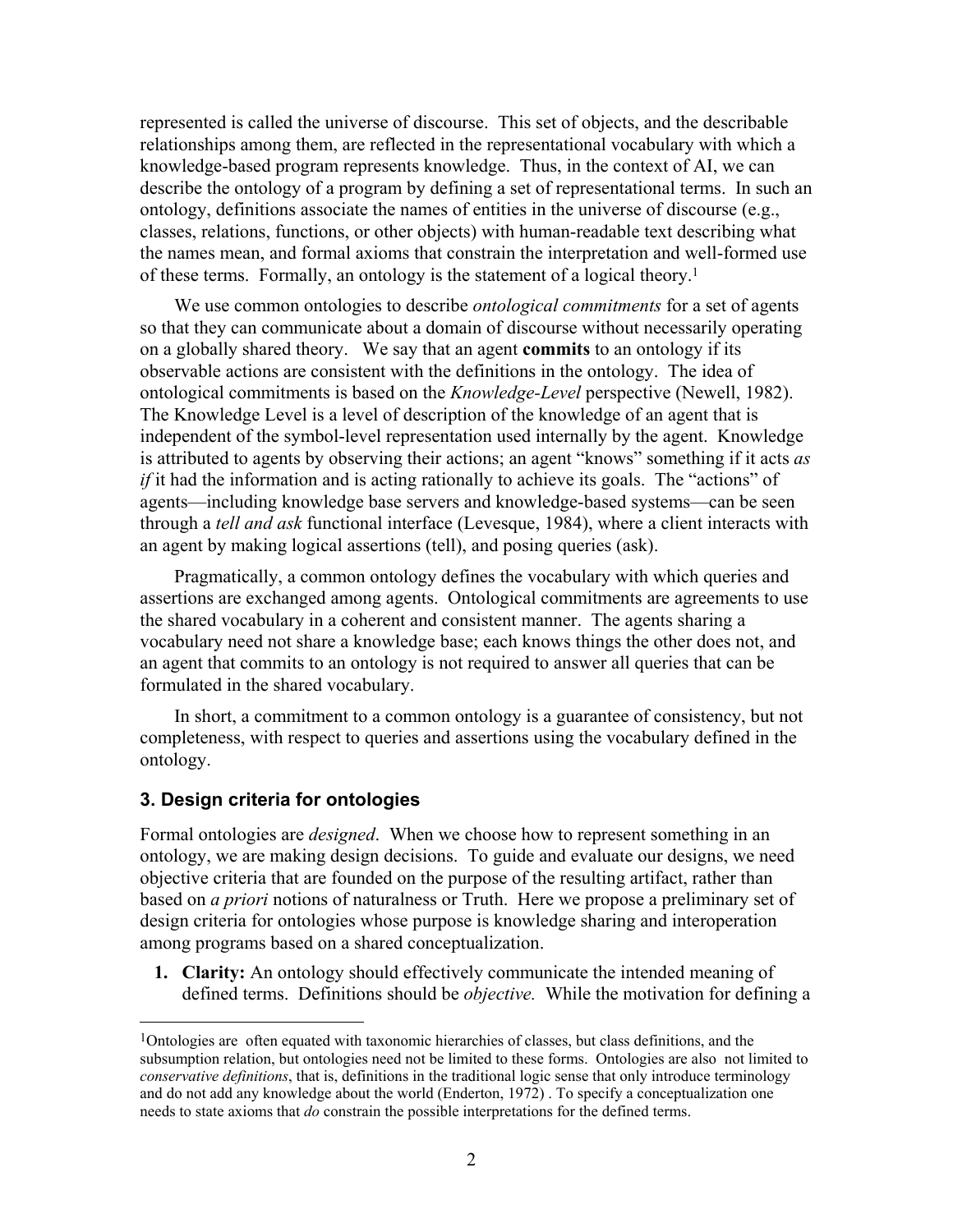represented is called the universe of discourse. This set of objects, and the describable relationships among them, are reflected in the representational vocabulary with which a knowledge-based program represents knowledge. Thus, in the context of AI, we can describe the ontology of a program by defining a set of representational terms. In such an ontology, definitions associate the names of entities in the universe of discourse (e.g., classes, relations, functions, or other objects) with human-readable text describing what the names mean, and formal axioms that constrain the interpretation and well-formed use of these terms. Formally, an ontology is the statement of a logical theory.[1]

We use common ontologies to describe *ontological commitments* for a set of agents so that they can communicate about a domain of discourse without necessarily operating on a globally shared theory. We say that an agent **commits** to an ontology if its observable actions are consistent with the definitions in the ontology. The idea of ontological commitments is based on the *Knowledge-Level* perspective (Newell, 1982). The Knowledge Level is a level of description of the knowledge of an agent that is independent of the symbol-level representation used internally by the agent. Knowledge is attributed to agents by observing their actions; an agent "knows" something if it acts *as if* it had the information and is acting rationally to achieve its goals. The "actions" of agents—including knowledge base servers and knowledge-based systems—can be seen through a *tell and ask* functional interface (Levesque, 1984), where a client interacts with an agent by making logical assertions (tell), and posing queries (ask).

Pragmatically, a common ontology defines the vocabulary with which queries and assertions are exchanged among agents. Ontological commitments are agreements to use the shared vocabulary in a coherent and consistent manner. The agents sharing a vocabulary need not share a knowledge base; each knows things the other does not, and an agent that commits to an ontology is not required to answer all queries that can be formulated in the shared vocabulary.

In short, a commitment to a common ontology is a guarantee of consistency, but not completeness, with respect to queries and assertions using the vocabulary defined in the ontology.

### 3. Design criteria for ontologies

Formal ontologies are *designed*. When we choose how to represent something in an ontology, we are making design decisions. To guide and evaluate our designs, we need objective criteria that are founded on the purpose of the resulting artifact, rather than based on *a priori* notions of naturalness or Truth. Here we propose a preliminary set of design criteria for ontologies whose purpose is knowledge sharing and interoperation among programs based on a shared conceptualization.

1. **Clarity:** An ontology should effectively communicate the intended meaning of defined terms. Definitions should be *objective.* While the motivation for defining a

---

[1]Ontologies are often equated with taxonomic hierarchies of classes, but class definitions, and the subsumption relation, but ontologies need not be limited to these forms. Ontologies are also not limited to *conservative definitions*, that is, definitions in the traditional logic sense that only introduce terminology and do not add any knowledge about the world (Enderton, 1972) . To specify a conceptualization one needs to state axioms that *do* constrain the possible interpretations for the defined terms.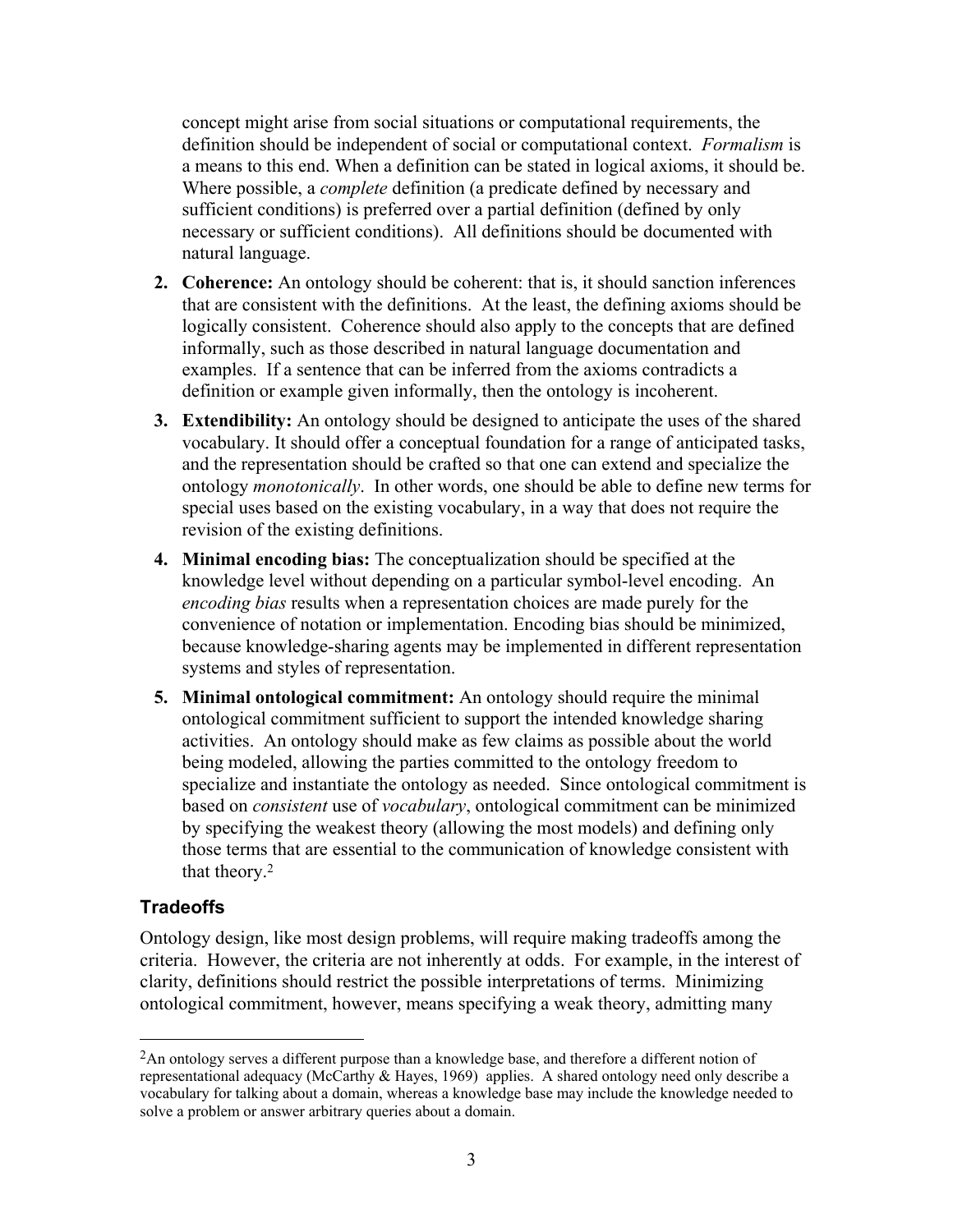concept might arise from social situations or computational requirements, the definition should be independent of social or computational context. *Formalism* is a means to this end. When a definition can be stated in logical axioms, it should be. Where possible, a *complete* definition (a predicate defined by necessary and sufficient conditions) is preferred over a partial definition (defined by only necessary or sufficient conditions). All definitions should be documented with natural language.

2. **Coherence:** An ontology should be coherent: that is, it should sanction inferences that are consistent with the definitions. At the least, the defining axioms should be logically consistent. Coherence should also apply to the concepts that are defined informally, such as those described in natural language documentation and examples. If a sentence that can be inferred from the axioms contradicts a definition or example given informally, then the ontology is incoherent.

3. **Extendibility:** An ontology should be designed to anticipate the uses of the shared vocabulary. It should offer a conceptual foundation for a range of anticipated tasks, and the representation should be crafted so that one can extend and specialize the ontology *monotonically*. In other words, one should be able to define new terms for special uses based on the existing vocabulary, in a way that does not require the revision of the existing definitions.

4. **Minimal encoding bias:** The conceptualization should be specified at the knowledge level without depending on a particular symbol-level encoding. An *encoding bias* results when a representation choices are made purely for the convenience of notation or implementation. Encoding bias should be minimized, because knowledge-sharing agents may be implemented in different representation systems and styles of representation.

5. **Minimal ontological commitment:** An ontology should require the minimal ontological commitment sufficient to support the intended knowledge sharing activities. An ontology should make as few claims as possible about the world being modeled, allowing the parties committed to the ontology freedom to specialize and instantiate the ontology as needed. Since ontological commitment is based on *consistent* use of *vocabulary*, ontological commitment can be minimized by specifying the weakest theory (allowing the most models) and defining only those terms that are essential to the communication of knowledge consistent with that theory.[2]

### Tradeoffs

Ontology design, like most design problems, will require making tradeoffs among the criteria. However, the criteria are not inherently at odds. For example, in the interest of clarity, definitions should restrict the possible interpretations of terms. Minimizing ontological commitment, however, means specifying a weak theory, admitting many

---

[2]An ontology serves a different purpose than a knowledge base, and therefore a different notion of representational adequacy (McCarthy & Hayes, 1969) applies. A shared ontology need only describe a vocabulary for talking about a domain, whereas a knowledge base may include the knowledge needed to solve a problem or answer arbitrary queries about a domain.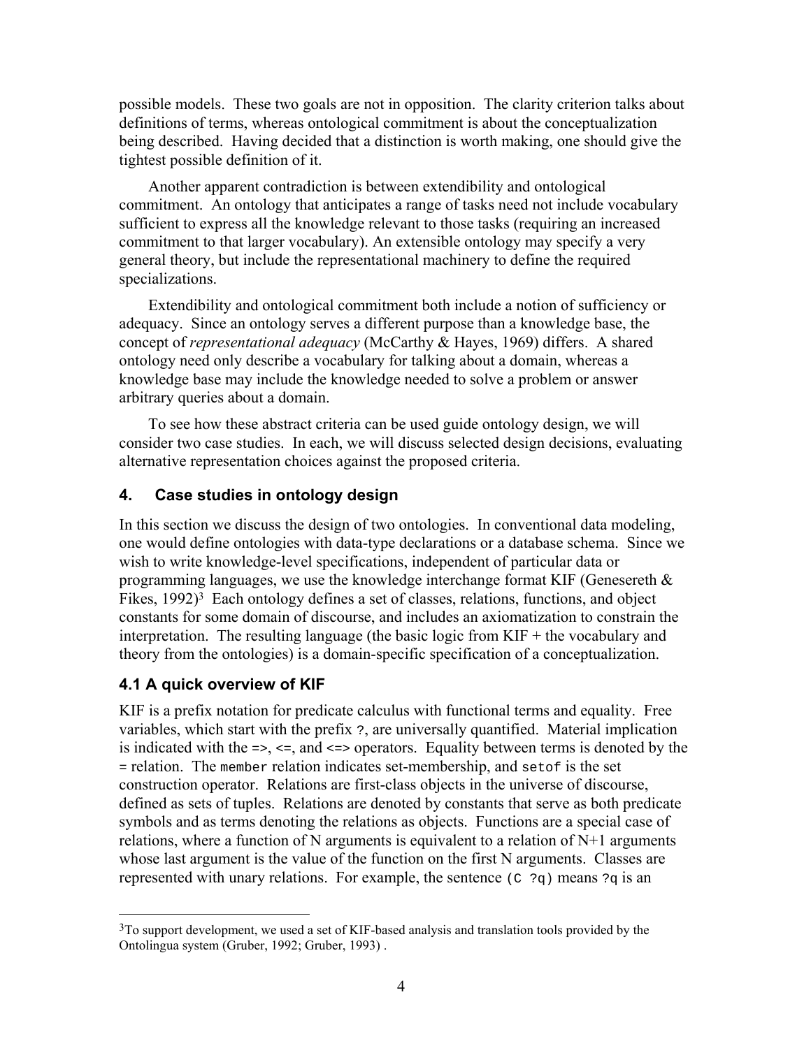possible models. These two goals are not in opposition. The clarity criterion talks about definitions of terms, whereas ontological commitment is about the conceptualization being described. Having decided that a distinction is worth making, one should give the tightest possible definition of it.

Another apparent contradiction is between extendibility and ontological commitment. An ontology that anticipates a range of tasks need not include vocabulary sufficient to express all the knowledge relevant to those tasks (requiring an increased commitment to that larger vocabulary). An extensible ontology may specify a very general theory, but include the representational machinery to define the required specializations.

Extendibility and ontological commitment both include a notion of sufficiency or adequacy. Since an ontology serves a different purpose than a knowledge base, the concept of *representational adequacy* (McCarthy & Hayes, 1969) differs. A shared ontology need only describe a vocabulary for talking about a domain, whereas a knowledge base may include the knowledge needed to solve a problem or answer arbitrary queries about a domain.

To see how these abstract criteria can be used guide ontology design, we will consider two case studies. In each, we will discuss selected design decisions, evaluating alternative representation choices against the proposed criteria.

## 4. Case studies in ontology design

In this section we discuss the design of two ontologies. In conventional data modeling, one would define ontologies with data-type declarations or a database schema. Since we wish to write knowledge-level specifications, independent of particular data or programming languages, we use the knowledge interchange format KIF (Genesereth & Fikes, 1992)[3] Each ontology defines a set of classes, relations, functions, and object constants for some domain of discourse, and includes an axiomatization to constrain the interpretation. The resulting language (the basic logic from KIF + the vocabulary and theory from the ontologies) is a domain-specific specification of a conceptualization.

### 4.1 A quick overview of KIF

KIF is a prefix notation for predicate calculus with functional terms and equality. Free variables, which start with the prefix `?`, are universally quantified. Material implication is indicated with the `=>`, `<=`, and `<=>` operators. Equality between terms is denoted by the `=` relation. The `member` relation indicates set-membership, and `setof` is the set construction operator. Relations are first-class objects in the universe of discourse, defined as sets of tuples. Relations are denoted by constants that serve as both predicate symbols and as terms denoting the relations as objects. Functions are a special case of relations, where a function of N arguments is equivalent to a relation of N+1 arguments whose last argument is the value of the function on the first N arguments. Classes are represented with unary relations. For example, the sentence `(C ?q)` means `?q` is an

[3] To support development, we used a set of KIF-based analysis and translation tools provided by the Ontolingua system (Gruber, 1992; Gruber, 1993) .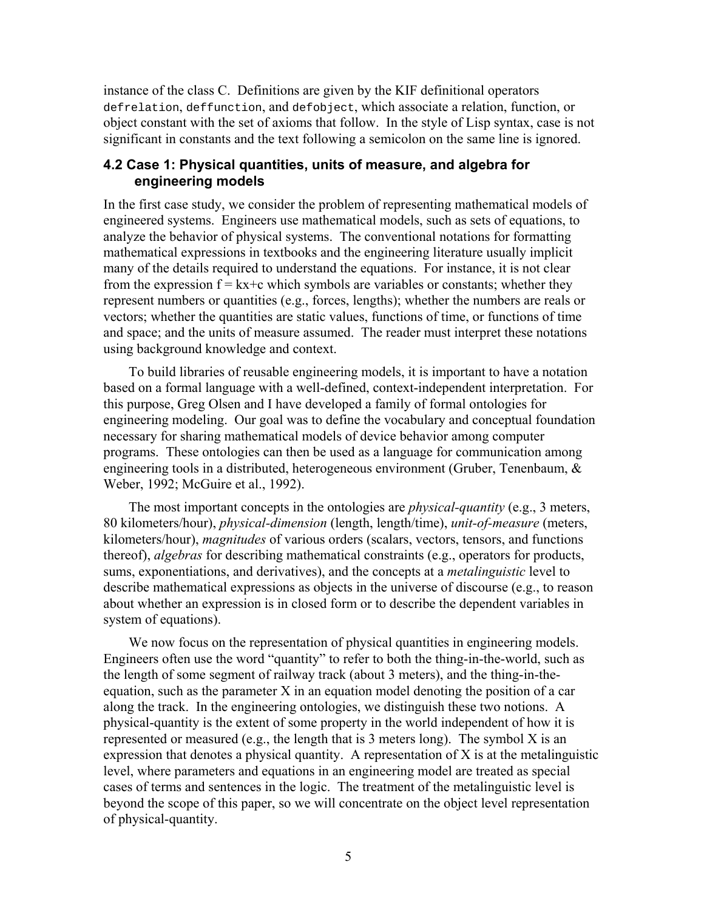instance of the class C. Definitions are given by the KIF definitional operators `defrelation`, `deffunction`, and `defobject`, which associate a relation, function, or object constant with the set of axioms that follow. In the style of Lisp syntax, case is not significant in constants and the text following a semicolon on the same line is ignored.

### 4.2 Case 1: Physical quantities, units of measure, and algebra for engineering models

In the first case study, we consider the problem of representing mathematical models of engineered systems. Engineers use mathematical models, such as sets of equations, to analyze the behavior of physical systems. The conventional notations for formatting mathematical expressions in textbooks and the engineering literature usually implicit many of the details required to understand the equations. For instance, it is not clear from the expression $f = kx+c$ which symbols are variables or constants; whether they represent numbers or quantities (e.g., forces, lengths); whether the numbers are reals or vectors; whether the quantities are static values, functions of time, or functions of time and space; and the units of measure assumed. The reader must interpret these notations using background knowledge and context.

To build libraries of reusable engineering models, it is important to have a notation based on a formal language with a well-defined, context-independent interpretation. For this purpose, Greg Olsen and I have developed a family of formal ontologies for engineering modeling. Our goal was to define the vocabulary and conceptual foundation necessary for sharing mathematical models of device behavior among computer programs. These ontologies can then be used as a language for communication among engineering tools in a distributed, heterogeneous environment (Gruber, Tenenbaum, & Weber, 1992; McGuire et al., 1992).

The most important concepts in the ontologies are *physical-quantity* (e.g., 3 meters, 80 kilometers/hour), *physical-dimension* (length, length/time), *unit-of-measure* (meters, kilometers/hour), *magnitudes* of various orders (scalars, vectors, tensors, and functions thereof), *algebras* for describing mathematical constraints (e.g., operators for products, sums, exponentiations, and derivatives), and the concepts at a *metalinguistic* level to describe mathematical expressions as objects in the universe of discourse (e.g., to reason about whether an expression is in closed form or to describe the dependent variables in system of equations).

We now focus on the representation of physical quantities in engineering models. Engineers often use the word "quantity" to refer to both the thing-in-the-world, such as the length of some segment of railway track (about 3 meters), and the thing-in-the-equation, such as the parameter X in an equation model denoting the position of a car along the track. In the engineering ontologies, we distinguish these two notions. A physical-quantity is the extent of some property in the world independent of how it is represented or measured (e.g., the length that is 3 meters long). The symbol X is an expression that denotes a physical quantity. A representation of X is at the metalinguistic level, where parameters and equations in an engineering model are treated as special cases of terms and sentences in the logic. The treatment of the metalinguistic level is beyond the scope of this paper, so we will concentrate on the object level representation of physical-quantity.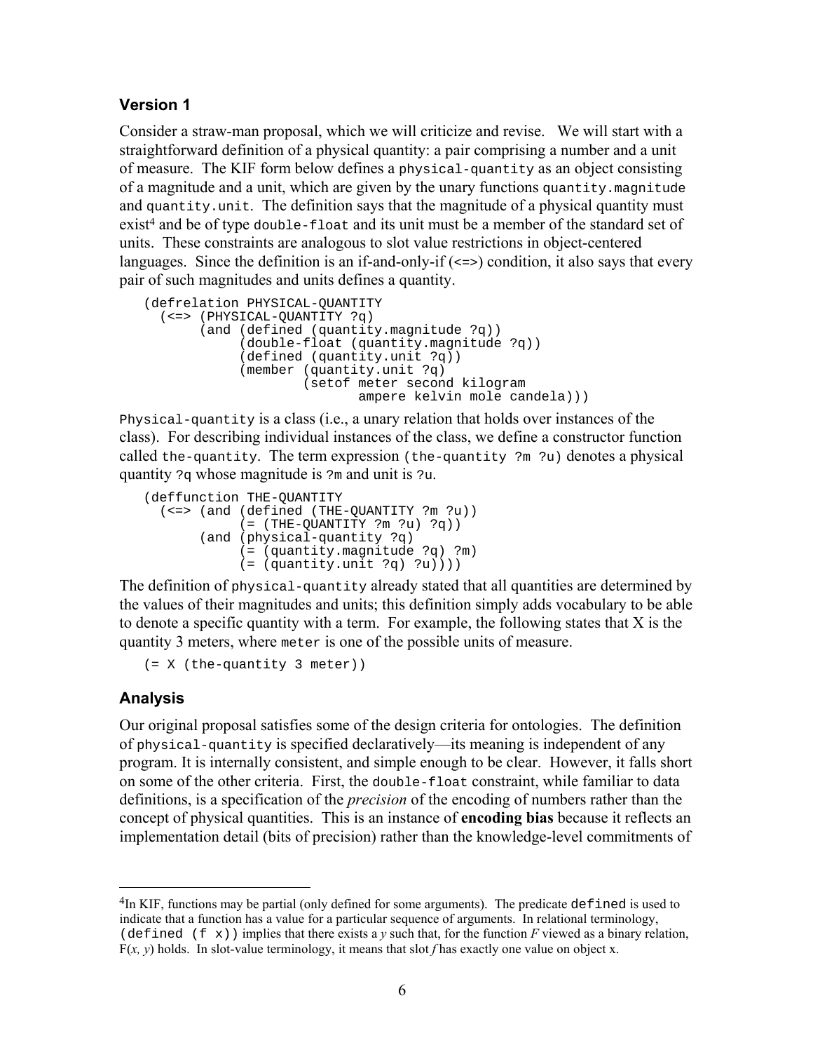### Version 1

Consider a straw-man proposal, which we will criticize and revise. We will start with a straightforward definition of a physical quantity: a pair comprising a number and a unit of measure. The KIF form below defines a `physical-quantity` as an object consisting of a magnitude and a unit, which are given by the unary functions `quantity.magnitude` and `quantity.unit`. The definition says that the magnitude of a physical quantity must exist[4] and be of type `double-float` and its unit must be a member of the standard set of units. These constraints are analogous to slot value restrictions in object-centered languages. Since the definition is an if-and-only-if (<=>) condition, it also says that every pair of such magnitudes and units defines a quantity.

```
(defrelation PHYSICAL-QUANTITY
  (<=> (PHYSICAL-QUANTITY ?q)
       (and (defined (quantity.magnitude ?q))
            (double-float (quantity.magnitude ?q))
            (defined (quantity.unit ?q))
            (member (quantity.unit ?q)
                    (setof meter second kilogram
                           ampere kelvin mole candela)))
```

`Physical-quantity` is a class (i.e., a unary relation that holds over instances of the class). For describing individual instances of the class, we define a constructor function called `the-quantity`. The term expression `(the-quantity ?m ?u)` denotes a physical quantity `?q` whose magnitude is `?m` and unit is `?u`.

```
(deffunction THE-QUANTITY
  (<=> (and (defined (THE-QUANTITY ?m ?u))
            (= (THE-QUANTITY ?m ?u) ?q))
       (and (physical-quantity ?q)
            (= (quantity.magnitude ?q) ?m)
            (= (quantity.unit ?q) ?u))))
```

The definition of `physical-quantity` already stated that all quantities are determined by the values of their magnitudes and units; this definition simply adds vocabulary to be able to denote a specific quantity with a term. For example, the following states that X is the quantity 3 meters, where `meter` is one of the possible units of measure.

```
(= X (the-quantity 3 meter))
```

### Analysis

Our original proposal satisfies some of the design criteria for ontologies. The definition of `physical-quantity` is specified declaratively—its meaning is independent of any program. It is internally consistent, and simple enough to be clear. However, it falls short on some of the other criteria. First, the `double-float` constraint, while familiar to data definitions, is a specification of the *precision* of the encoding of numbers rather than the concept of physical quantities. This is an instance of **encoding bias** because it reflects an implementation detail (bits of precision) rather than the knowledge-level commitments of

---

[4]In KIF, functions may be partial (only defined for some arguments). The predicate `defined` is used to indicate that a function has a value for a particular sequence of arguments. In relational terminology, `(defined (f x))` implies that there exists a *y* such that, for the function *F* viewed as a binary relation, $F(x, y)$ holds. In slot-value terminology, it means that slot *f* has exactly one value on object x.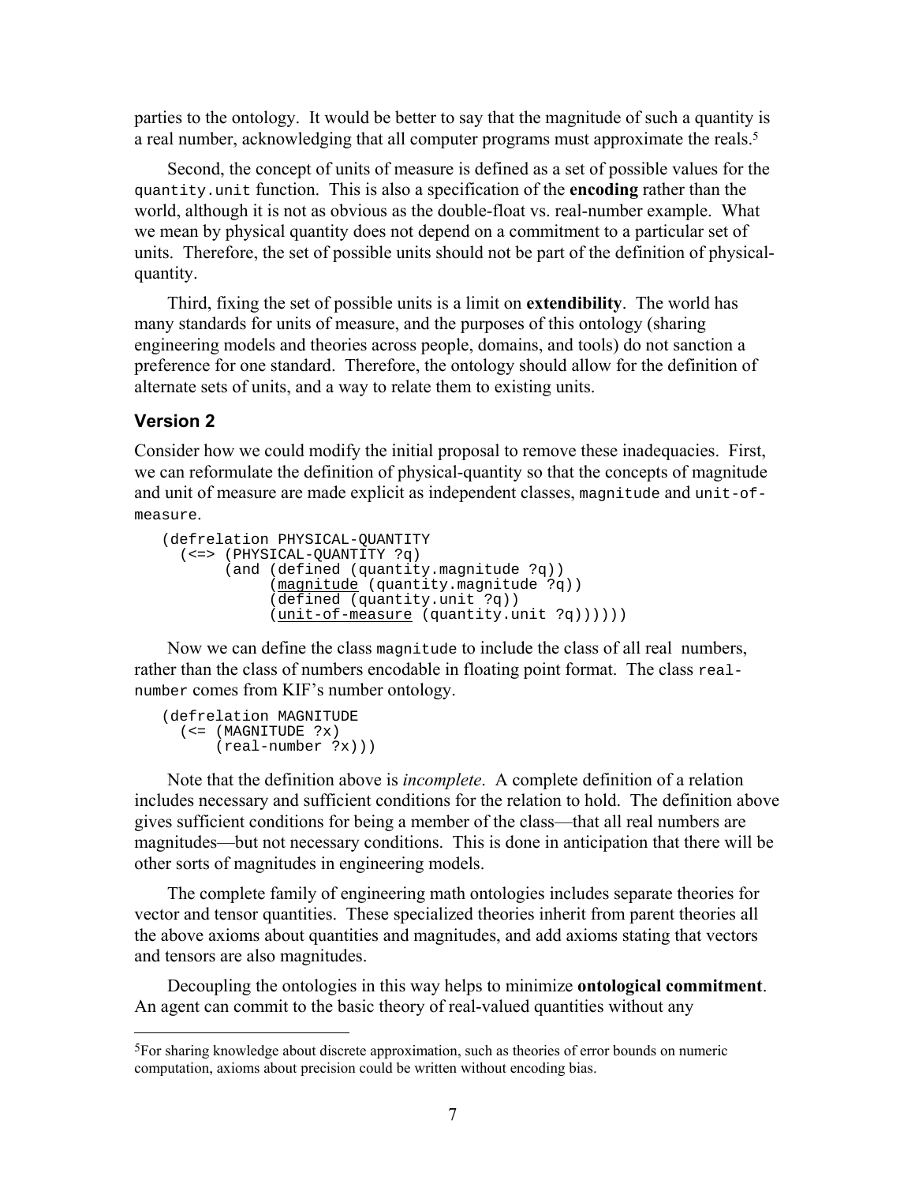parties to the ontology. It would be better to say that the magnitude of such a quantity is a real number, acknowledging that all computer programs must approximate the reals.[5]

Second, the concept of units of measure is defined as a set of possible values for the `quantity.unit` function. This is also a specification of the **encoding** rather than the world, although it is not as obvious as the double-float vs. real-number example. What we mean by physical quantity does not depend on a commitment to a particular set of units. Therefore, the set of possible units should not be part of the definition of physical-quantity.

Third, fixing the set of possible units is a limit on **extendibility**. The world has many standards for units of measure, and the purposes of this ontology (sharing engineering models and theories across people, domains, and tools) do not sanction a preference for one standard. Therefore, the ontology should allow for the definition of alternate sets of units, and a way to relate them to existing units.

### Version 2

Consider how we could modify the initial proposal to remove these inadequacies. First, we can reformulate the definition of physical-quantity so that the concepts of magnitude and unit of measure are made explicit as independent classes, `magnitude` and `unit-of-measure`.

```
(defrelation PHYSICAL-QUANTITY
  (<=> (PHYSICAL-QUANTITY ?q)
       (and (defined (quantity.magnitude ?q))
            (magnitude (quantity.magnitude ?q))
            (defined (quantity.unit ?q))
            (unit-of-measure (quantity.unit ?q))))))
```

Now we can define the class `magnitude` to include the class of all real numbers, rather than the class of numbers encodable in floating point format. The class `real-number` comes from KIF's number ontology.

```
(defrelation MAGNITUDE
  (<= (MAGNITUDE ?x)
      (real-number ?x)))
```

Note that the definition above is *incomplete*. A complete definition of a relation includes necessary and sufficient conditions for the relation to hold. The definition above gives sufficient conditions for being a member of the class—that all real numbers are magnitudes—but not necessary conditions. This is done in anticipation that there will be other sorts of magnitudes in engineering models.

The complete family of engineering math ontologies includes separate theories for vector and tensor quantities. These specialized theories inherit from parent theories all the above axioms about quantities and magnitudes, and add axioms stating that vectors and tensors are also magnitudes.

Decoupling the ontologies in this way helps to minimize **ontological commitment**. An agent can commit to the basic theory of real-valued quantities without any

[5] For sharing knowledge about discrete approximation, such as theories of error bounds on numeric computation, axioms about precision could be written without encoding bias.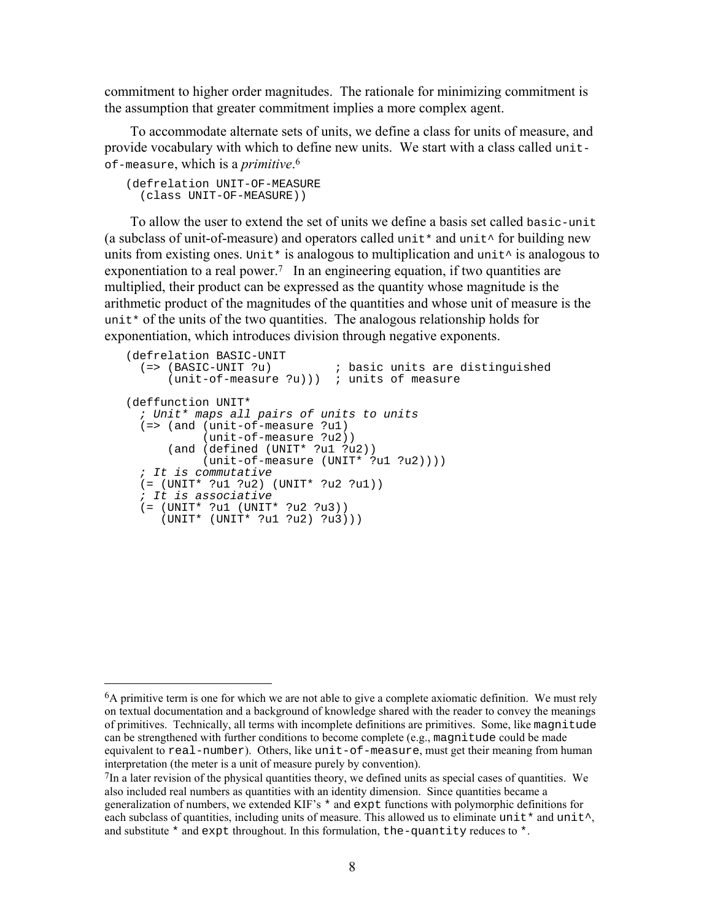commitment to higher order magnitudes. The rationale for minimizing commitment is the assumption that greater commitment implies a more complex agent.

To accommodate alternate sets of units, we define a class for units of measure, and provide vocabulary with which to define new units. We start with a class called `unit-of-measure`, which is a *primitive*.[6]

```
(defrelation UNIT-OF-MEASURE
  (class UNIT-OF-MEASURE))
```

To allow the user to extend the set of units we define a basis set called `basic-unit` (a subclass of unit-of-measure) and operators called `unit*` and `unit^` for building new units from existing ones. `Unit*` is analogous to multiplication and `unit^` is analogous to exponentiation to a real power.[7] In an engineering equation, if two quantities are multiplied, their product can be expressed as the quantity whose magnitude is the arithmetic product of the magnitudes of the quantities and whose unit of measure is the `unit*` of the units of the two quantities. The analogous relationship holds for exponentiation, which introduces division through negative exponents.

```
(defrelation BASIC-UNIT
  (=> (BASIC-UNIT ?u)          ; basic units are distinguished
      (unit-of-measure ?u)))  ; units of measure

(deffunction UNIT*
  ; Unit* maps all pairs of units to units
  (=> (and (unit-of-measure ?u1)
           (unit-of-measure ?u2))
      (and (defined (UNIT* ?u1 ?u2))
           (unit-of-measure (UNIT* ?u1 ?u2))))
  ; It is commutative
  (= (UNIT* ?u1 ?u2) (UNIT* ?u2 ?u1))
  ; It is associative
  (= (UNIT* ?u1 (UNIT* ?u2 ?u3))
     (UNIT* (UNIT* ?u1 ?u2) ?u3)))
```

---

[6] A primitive term is one for which we are not able to give a complete axiomatic definition. We must rely on textual documentation and a background of knowledge shared with the reader to convey the meanings of primitives. Technically, all terms with incomplete definitions are primitives. Some, like `magnitude` can be strengthened with further conditions to become complete (e.g., `magnitude` could be made equivalent to `real-number`). Others, like `unit-of-measure`, must get their meaning from human interpretation (the meter is a unit of measure purely by convention).

[7] In a later revision of the physical quantities theory, we defined units as special cases of quantities. We also included real numbers as quantities with an identity dimension. Since quantities became a generalization of numbers, we extended KIF's `*` and `expt` functions with polymorphic definitions for each subclass of quantities, including units of measure. This allowed us to eliminate `unit*` and `unit^`, and substitute `*` and `expt` throughout. In this formulation, `the-quantity` reduces to `*`.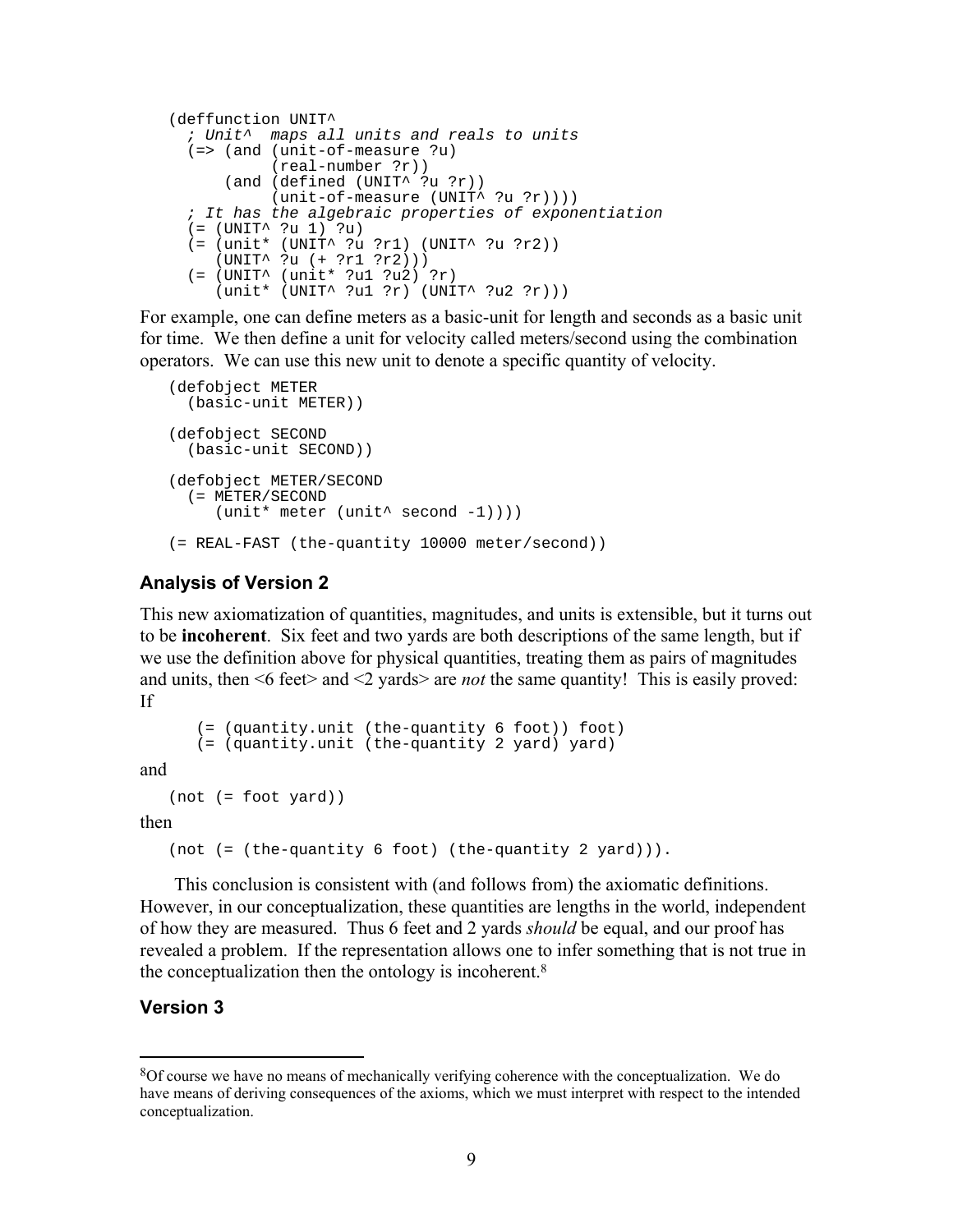```
(deffunction UNIT^
  ; Unit^  maps all units and reals to units
  (=> (and (unit-of-measure ?u)
           (real-number ?r))
      (and (defined (UNIT^ ?u ?r))
           (unit-of-measure (UNIT^ ?u ?r))))
  ; It has the algebraic properties of exponentiation
  (= (UNIT^ ?u 1) ?u)
  (= (unit* (UNIT^ ?u ?r1) (UNIT^ ?u ?r2))
     (UNIT^ ?u (+ ?r1 ?r2)))
  (= (UNIT^ (unit* ?u1 ?u2) ?r)
     (unit* (UNIT^ ?u1 ?r) (UNIT^ ?u2 ?r)))
```

For example, one can define meters as a basic-unit for length and seconds as a basic unit for time. We then define a unit for velocity called meters/second using the combination operators. We can use this new unit to denote a specific quantity of velocity.

```
(defobject METER
  (basic-unit METER))

(defobject SECOND
  (basic-unit SECOND))

(defobject METER/SECOND
  (= METER/SECOND
     (unit* meter (unit^ second -1))))

(= REAL-FAST (the-quantity 10000 meter/second))
```

### Analysis of Version 2

This new axiomatization of quantities, magnitudes, and units is extensible, but it turns out to be **incoherent**. Six feet and two yards are both descriptions of the same length, but if we use the definition above for physical quantities, treating them as pairs of magnitudes and units, then <6 feet> and <2 yards> are *not* the same quantity! This is easily proved: If

```
(= (quantity.unit (the-quantity 6 foot)) foot)
(= (quantity.unit (the-quantity 2 yard) yard)
```

and

```
(not (= foot yard))
```

then

```
(not (= (the-quantity 6 foot) (the-quantity 2 yard))).
```

This conclusion is consistent with (and follows from) the axiomatic definitions. However, in our conceptualization, these quantities are lengths in the world, independent of how they are measured. Thus 6 feet and 2 yards *should* be equal, and our proof has revealed a problem. If the representation allows one to infer something that is not true in the conceptualization then the ontology is incoherent.[8]

### Version 3

[8] Of course we have no means of mechanically verifying coherence with the conceptualization. We do have means of deriving consequences of the axioms, which we must interpret with respect to the intended conceptualization.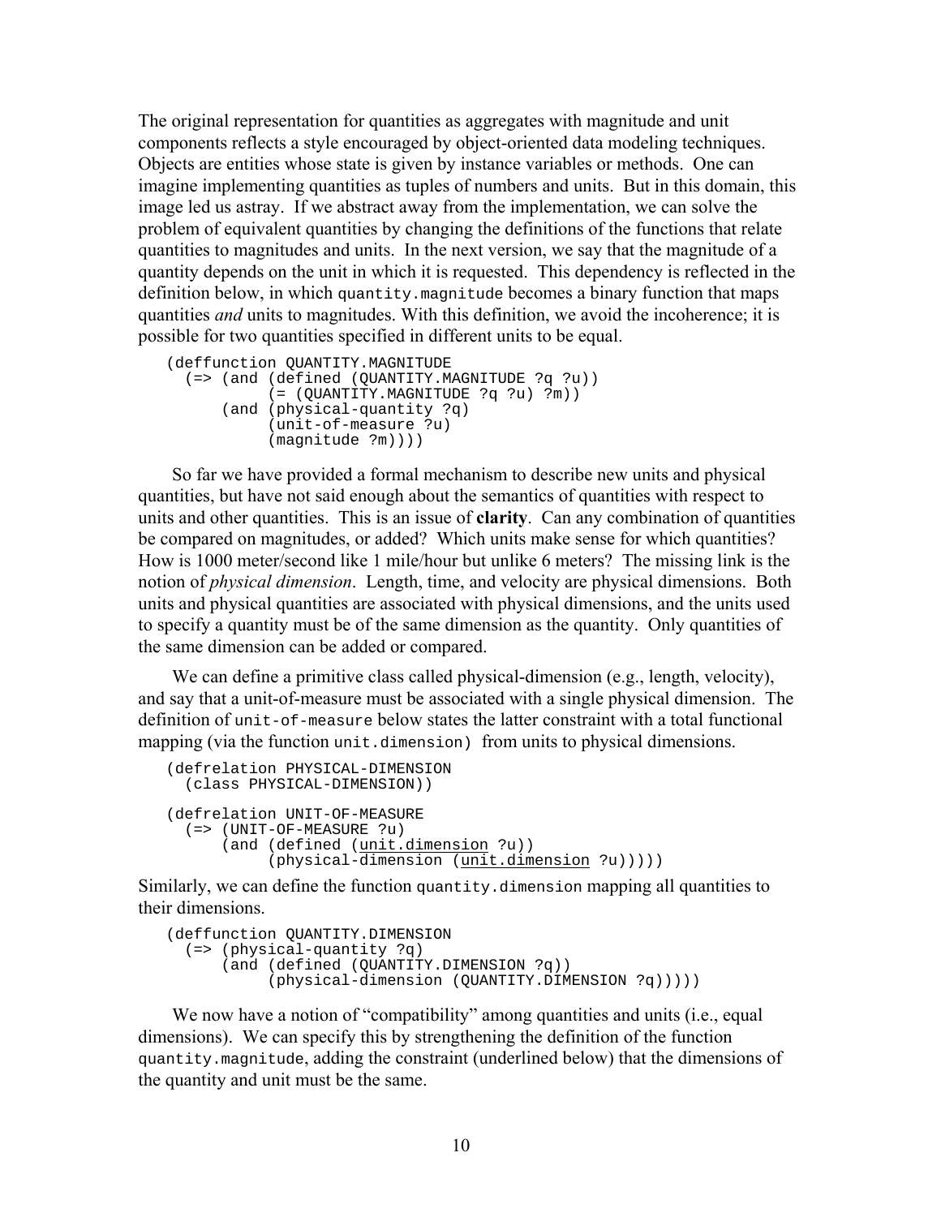The original representation for quantities as aggregates with magnitude and unit components reflects a style encouraged by object-oriented data modeling techniques. Objects are entities whose state is given by instance variables or methods. One can imagine implementing quantities as tuples of numbers and units. But in this domain, this image led us astray. If we abstract away from the implementation, we can solve the problem of equivalent quantities by changing the definitions of the functions that relate quantities to magnitudes and units. In the next version, we say that the magnitude of a quantity depends on the unit in which it is requested. This dependency is reflected in the definition below, in which `quantity.magnitude` becomes a binary function that maps quantities *and* units to magnitudes. With this definition, we avoid the incoherence; it is possible for two quantities specified in different units to be equal.

```
(deffunction QUANTITY.MAGNITUDE
  (=> (and (defined (QUANTITY.MAGNITUDE ?q ?u))
           (= (QUANTITY.MAGNITUDE ?q ?u) ?m))
      (and (physical-quantity ?q)
           (unit-of-measure ?u)
           (magnitude ?m))))
```

So far we have provided a formal mechanism to describe new units and physical quantities, but have not said enough about the semantics of quantities with respect to units and other quantities. This is an issue of **clarity**. Can any combination of quantities be compared on magnitudes, or added? Which units make sense for which quantities? How is 1000 meter/second like 1 mile/hour but unlike 6 meters? The missing link is the notion of *physical dimension*. Length, time, and velocity are physical dimensions. Both units and physical quantities are associated with physical dimensions, and the units used to specify a quantity must be of the same dimension as the quantity. Only quantities of the same dimension can be added or compared.

We can define a primitive class called physical-dimension (e.g., length, velocity), and say that a unit-of-measure must be associated with a single physical dimension. The definition of `unit-of-measure` below states the latter constraint with a total functional mapping (via the function `unit.dimension`) from units to physical dimensions.

```
(defrelation PHYSICAL-DIMENSION
  (class PHYSICAL-DIMENSION))

(defrelation UNIT-OF-MEASURE
  (=> (UNIT-OF-MEASURE ?u)
      (and (defined (unit.dimension ?u))
           (physical-dimension (unit.dimension ?u)))))
```

Similarly, we can define the function `quantity.dimension` mapping all quantities to their dimensions.

```
(deffunction QUANTITY.DIMENSION
  (=> (physical-quantity ?q)
      (and (defined (QUANTITY.DIMENSION ?q))
           (physical-dimension (QUANTITY.DIMENSION ?q)))))
```

We now have a notion of "compatibility" among quantities and units (i.e., equal dimensions). We can specify this by strengthening the definition of the function `quantity.magnitude`, adding the constraint (underlined below) that the dimensions of the quantity and unit must be the same.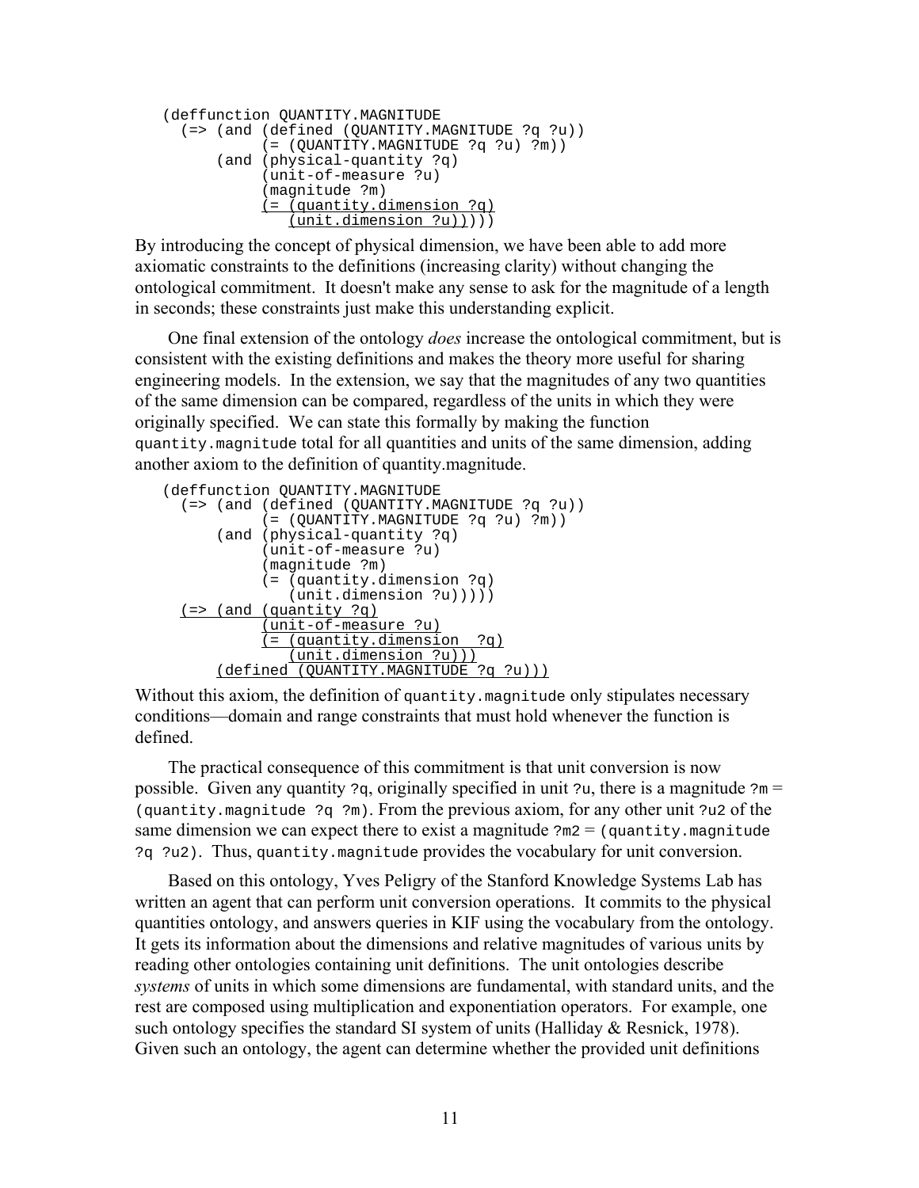```
(deffunction QUANTITY.MAGNITUDE
  (=> (and (defined (QUANTITY.MAGNITUDE ?q ?u))
           (= (QUANTITY.MAGNITUDE ?q ?u) ?m))
      (and (physical-quantity ?q)
           (unit-of-measure ?u)
           (magnitude ?m)
           (= (quantity.dimension ?q)
              (unit.dimension ?u)))))
```

By introducing the concept of physical dimension, we have been able to add more axiomatic constraints to the definitions (increasing clarity) without changing the ontological commitment. It doesn't make any sense to ask for the magnitude of a length in seconds; these constraints just make this understanding explicit.

One final extension of the ontology *does* increase the ontological commitment, but is consistent with the existing definitions and makes the theory more useful for sharing engineering models. In the extension, we say that the magnitudes of any two quantities of the same dimension can be compared, regardless of the units in which they were originally specified. We can state this formally by making the function `quantity.magnitude` total for all quantities and units of the same dimension, adding another axiom to the definition of quantity.magnitude.

```
(deffunction QUANTITY.MAGNITUDE
  (=> (and (defined (QUANTITY.MAGNITUDE ?q ?u))
           (= (QUANTITY.MAGNITUDE ?q ?u) ?m))
      (and (physical-quantity ?q)
           (unit-of-measure ?u)
           (magnitude ?m)
           (= (quantity.dimension ?q)
              (unit.dimension ?u)))))
  (=> (and (quantity ?q)
           (unit-of-measure ?u)
           (= (quantity.dimension  ?q)
              (unit.dimension ?u)))
      (defined (QUANTITY.MAGNITUDE ?q ?u)))
```

Without this axiom, the definition of `quantity.magnitude` only stipulates necessary conditions—domain and range constraints that must hold whenever the function is defined.

The practical consequence of this commitment is that unit conversion is now possible. Given any quantity `?q`, originally specified in unit `?u`, there is a magnitude `?m` = `(quantity.magnitude ?q ?m)`. From the previous axiom, for any other unit `?u2` of the same dimension we can expect there to exist a magnitude `?m2` = `(quantity.magnitude ?q ?u2)`. Thus, `quantity.magnitude` provides the vocabulary for unit conversion.

Based on this ontology, Yves Peligry of the Stanford Knowledge Systems Lab has written an agent that can perform unit conversion operations. It commits to the physical quantities ontology, and answers queries in KIF using the vocabulary from the ontology. It gets its information about the dimensions and relative magnitudes of various units by reading other ontologies containing unit definitions. The unit ontologies describe *systems* of units in which some dimensions are fundamental, with standard units, and the rest are composed using multiplication and exponentiation operators. For example, one such ontology specifies the standard SI system of units (Halliday & Resnick, 1978). Given such an ontology, the agent can determine whether the provided unit definitions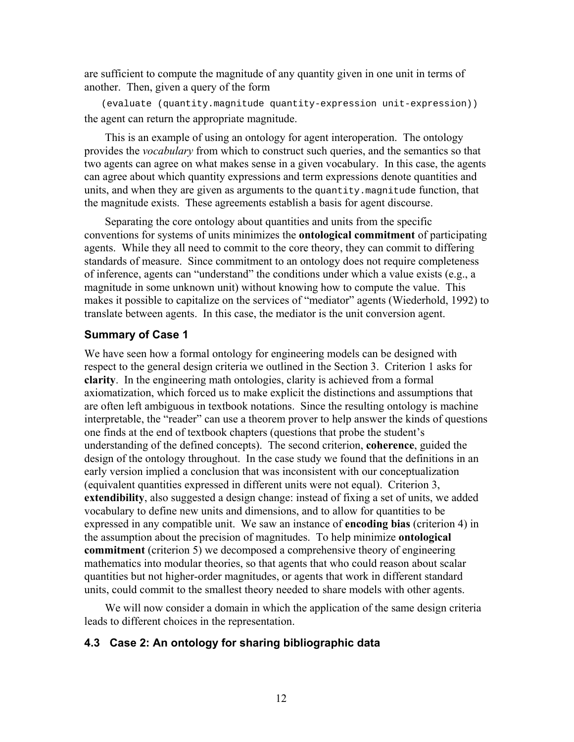are sufficient to compute the magnitude of any quantity given in one unit in terms of another. Then, given a query of the form

```
(evaluate (quantity.magnitude quantity-expression unit-expression))
```

the agent can return the appropriate magnitude.

This is an example of using an ontology for agent interoperation. The ontology provides the *vocabulary* from which to construct such queries, and the semantics so that two agents can agree on what makes sense in a given vocabulary. In this case, the agents can agree about which quantity expressions and term expressions denote quantities and units, and when they are given as arguments to the `quantity.magnitude` function, that the magnitude exists. These agreements establish a basis for agent discourse.

Separating the core ontology about quantities and units from the specific conventions for systems of units minimizes the **ontological commitment** of participating agents. While they all need to commit to the core theory, they can commit to differing standards of measure. Since commitment to an ontology does not require completeness of inference, agents can "understand" the conditions under which a value exists (e.g., a magnitude in some unknown unit) without knowing how to compute the value. This makes it possible to capitalize on the services of "mediator" agents (Wiederhold, 1992) to translate between agents. In this case, the mediator is the unit conversion agent.

### Summary of Case 1

We have seen how a formal ontology for engineering models can be designed with respect to the general design criteria we outlined in the Section 3. Criterion 1 asks for **clarity**. In the engineering math ontologies, clarity is achieved from a formal axiomatization, which forced us to make explicit the distinctions and assumptions that are often left ambiguous in textbook notations. Since the resulting ontology is machine interpretable, the "reader" can use a theorem prover to help answer the kinds of questions one finds at the end of textbook chapters (questions that probe the student's understanding of the defined concepts). The second criterion, **coherence**, guided the design of the ontology throughout. In the case study we found that the definitions in an early version implied a conclusion that was inconsistent with our conceptualization (equivalent quantities expressed in different units were not equal). Criterion 3, **extendibility**, also suggested a design change: instead of fixing a set of units, we added vocabulary to define new units and dimensions, and to allow for quantities to be expressed in any compatible unit. We saw an instance of **encoding bias** (criterion 4) in the assumption about the precision of magnitudes. To help minimize **ontological commitment** (criterion 5) we decomposed a comprehensive theory of engineering mathematics into modular theories, so that agents that who could reason about scalar quantities but not higher-order magnitudes, or agents that work in different standard units, could commit to the smallest theory needed to share models with other agents.

We will now consider a domain in which the application of the same design criteria leads to different choices in the representation.

## 4.3 Case 2: An ontology for sharing bibliographic data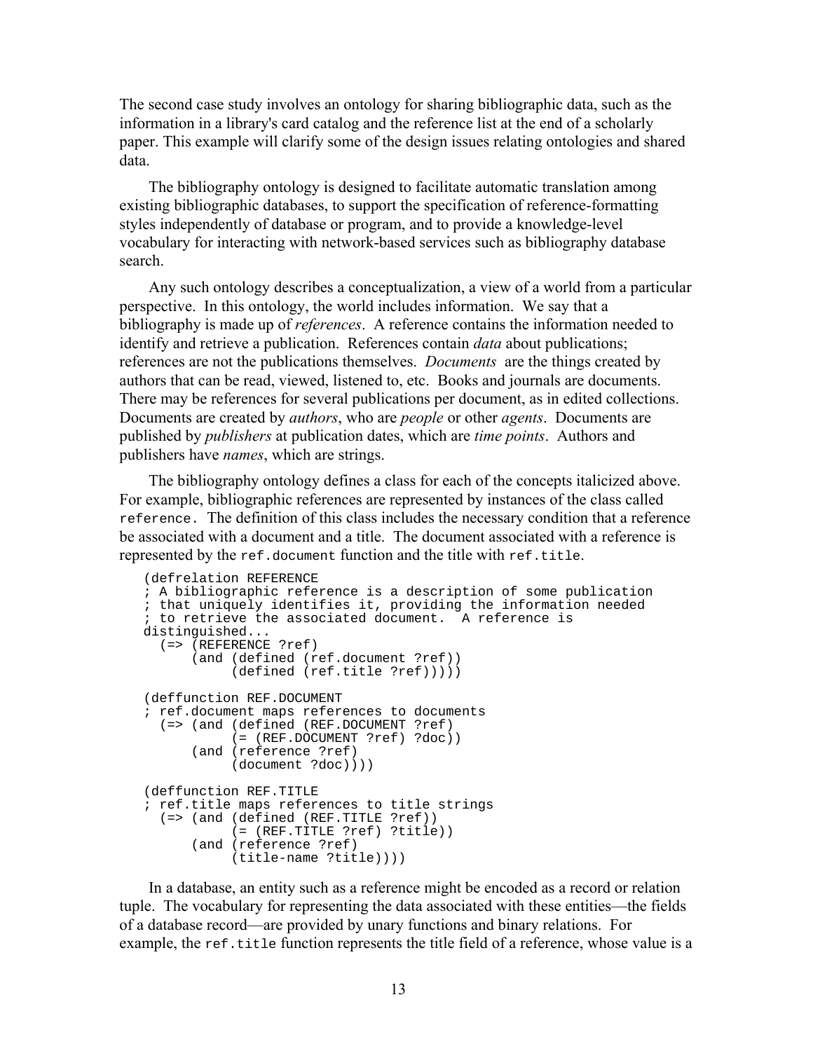The second case study involves an ontology for sharing bibliographic data, such as the information in a library's card catalog and the reference list at the end of a scholarly paper. This example will clarify some of the design issues relating ontologies and shared data.

The bibliography ontology is designed to facilitate automatic translation among existing bibliographic databases, to support the specification of reference-formatting styles independently of database or program, and to provide a knowledge-level vocabulary for interacting with network-based services such as bibliography database search.

Any such ontology describes a conceptualization, a view of a world from a particular perspective. In this ontology, the world includes information. We say that a bibliography is made up of *references*. A reference contains the information needed to identify and retrieve a publication. References contain *data* about publications; references are not the publications themselves. *Documents* are the things created by authors that can be read, viewed, listened to, etc. Books and journals are documents. There may be references for several publications per document, as in edited collections. Documents are created by *authors*, who are *people* or other *agents*. Documents are published by *publishers* at publication dates, which are *time points*. Authors and publishers have *names*, which are strings.

The bibliography ontology defines a class for each of the concepts italicized above. For example, bibliographic references are represented by instances of the class called `reference`. The definition of this class includes the necessary condition that a reference be associated with a document and a title. The document associated with a reference is represented by the `ref.document` function and the title with `ref.title`.

```
(defrelation REFERENCE
; A bibliographic reference is a description of some publication
; that uniquely identifies it, providing the information needed
; to retrieve the associated document.  A reference is
distinguished...
  (=> (REFERENCE ?ref)
      (and (defined (ref.document ?ref))
           (defined (ref.title ?ref)))))

(deffunction REF.DOCUMENT
; ref.document maps references to documents
  (=> (and (defined (REF.DOCUMENT ?ref)
           (= (REF.DOCUMENT ?ref) ?doc))
      (and (reference ?ref)
           (document ?doc))))

(deffunction REF.TITLE
; ref.title maps references to title strings
  (=> (and (defined (REF.TITLE ?ref))
           (= (REF.TITLE ?ref) ?title))
      (and (reference ?ref)
           (title-name ?title))))
```

In a database, an entity such as a reference might be encoded as a record or relation tuple. The vocabulary for representing the data associated with these entities—the fields of a database record—are provided by unary functions and binary relations. For example, the `ref.title` function represents the title field of a reference, whose value is a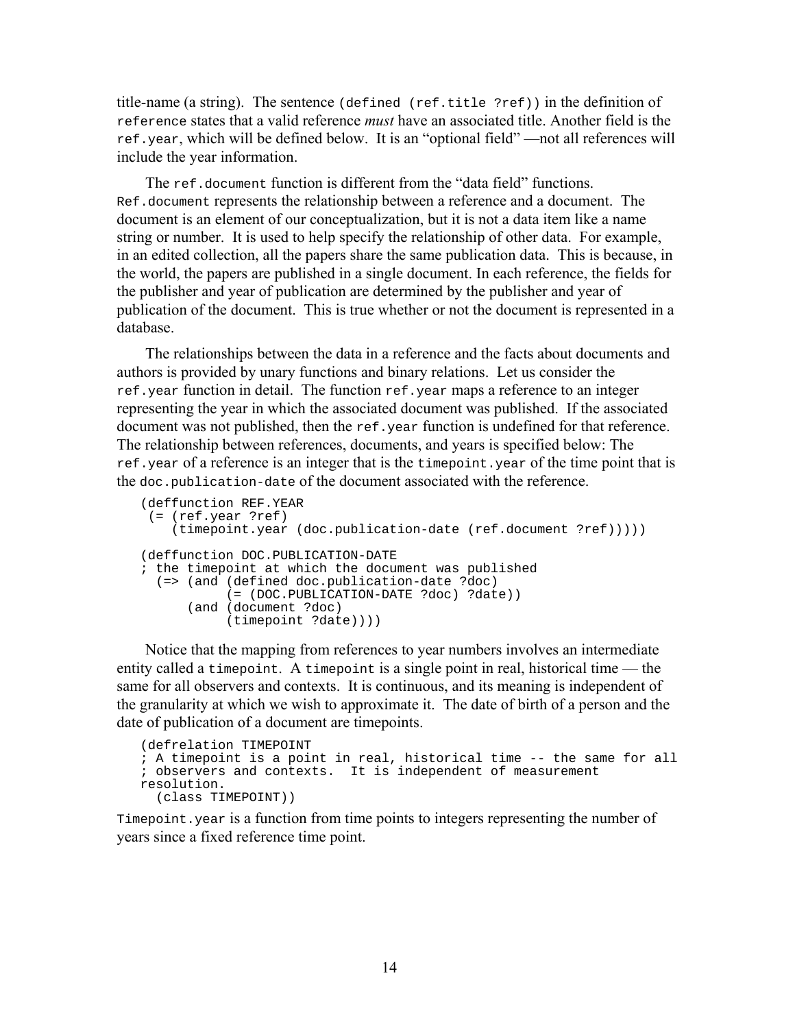title-name (a string). The sentence `(defined (ref.title ?ref))` in the definition of `reference` states that a valid reference *must* have an associated title. Another field is the `ref.year`, which will be defined below. It is an "optional field" —not all references will include the year information.

The `ref.document` function is different from the "data field" functions. `Ref.document` represents the relationship between a reference and a document. The document is an element of our conceptualization, but it is not a data item like a name string or number. It is used to help specify the relationship of other data. For example, in an edited collection, all the papers share the same publication data. This is because, in the world, the papers are published in a single document. In each reference, the fields for the publisher and year of publication are determined by the publisher and year of publication of the document. This is true whether or not the document is represented in a database.

The relationships between the data in a reference and the facts about documents and authors is provided by unary functions and binary relations. Let us consider the `ref.year` function in detail. The function `ref.year` maps a reference to an integer representing the year in which the associated document was published. If the associated document was not published, then the `ref.year` function is undefined for that reference. The relationship between references, documents, and years is specified below: The `ref.year` of a reference is an integer that is the `timepoint.year` of the time point that is the `doc.publication-date` of the document associated with the reference.

```
(deffunction REF.YEAR
 (= (ref.year ?ref)
    (timepoint.year (doc.publication-date (ref.document ?ref)))))

(deffunction DOC.PUBLICATION-DATE
; the timepoint at which the document was published
  (=> (and (defined doc.publication-date ?doc)
           (= (DOC.PUBLICATION-DATE ?doc) ?date))
      (and (document ?doc)
           (timepoint ?date))))
```

Notice that the mapping from references to year numbers involves an intermediate entity called a `timepoint`. A `timepoint` is a single point in real, historical time — the same for all observers and contexts. It is continuous, and its meaning is independent of the granularity at which we wish to approximate it. The date of birth of a person and the date of publication of a document are timepoints.

```
(defrelation TIMEPOINT
; A timepoint is a point in real, historical time -- the same for all
; observers and contexts.  It is independent of measurement
resolution.
  (class TIMEPOINT))
```

`Timepoint.year` is a function from time points to integers representing the number of years since a fixed reference time point.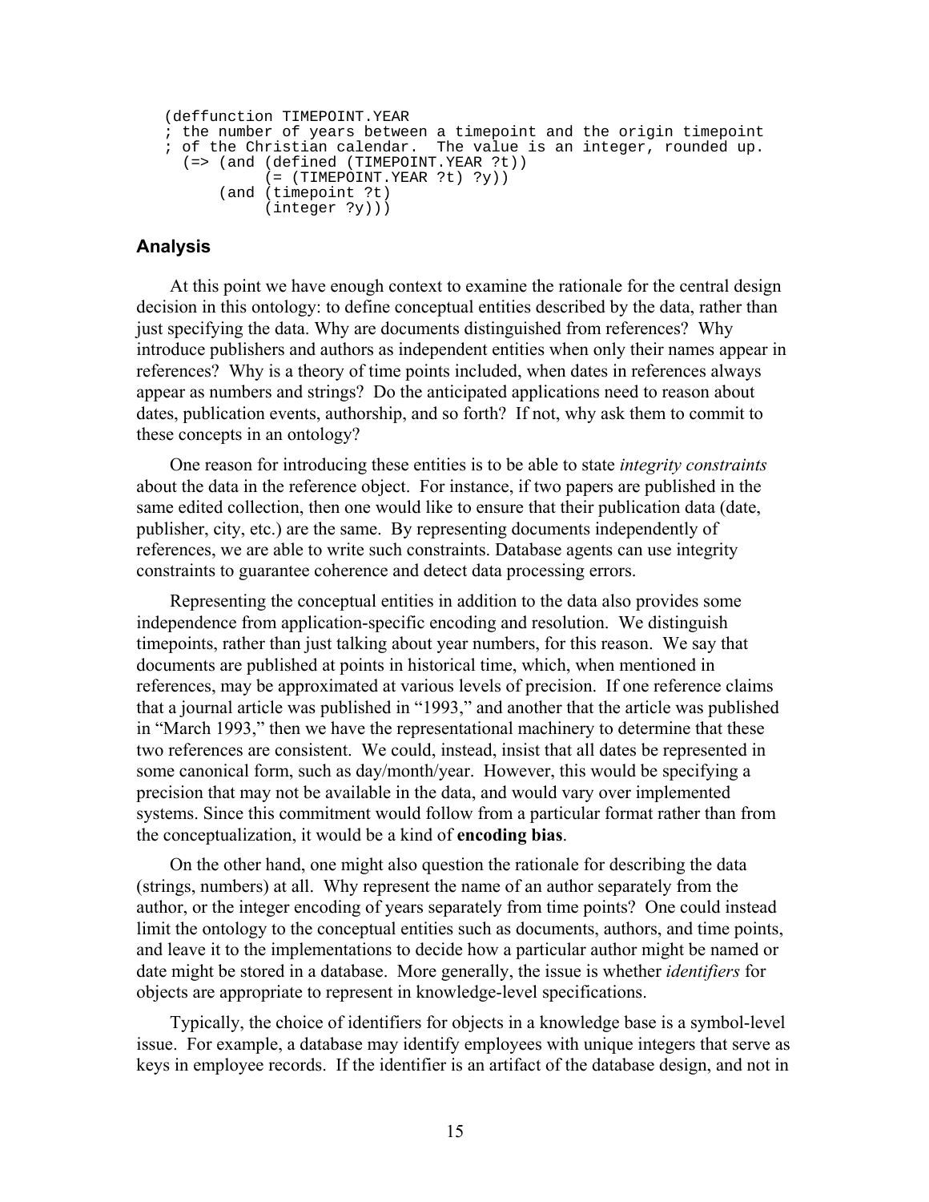```
(deffunction TIMEPOINT.YEAR
; the number of years between a timepoint and the origin timepoint
; of the Christian calendar.  The value is an integer, rounded up.
  (=> (and (defined (TIMEPOINT.YEAR ?t))
           (= (TIMEPOINT.YEAR ?t) ?y))
      (and (timepoint ?t)
           (integer ?y)))
```

### Analysis

At this point we have enough context to examine the rationale for the central design decision in this ontology: to define conceptual entities described by the data, rather than just specifying the data. Why are documents distinguished from references? Why introduce publishers and authors as independent entities when only their names appear in references? Why is a theory of time points included, when dates in references always appear as numbers and strings? Do the anticipated applications need to reason about dates, publication events, authorship, and so forth? If not, why ask them to commit to these concepts in an ontology?

One reason for introducing these entities is to be able to state *integrity constraints* about the data in the reference object. For instance, if two papers are published in the same edited collection, then one would like to ensure that their publication data (date, publisher, city, etc.) are the same. By representing documents independently of references, we are able to write such constraints. Database agents can use integrity constraints to guarantee coherence and detect data processing errors.

Representing the conceptual entities in addition to the data also provides some independence from application-specific encoding and resolution. We distinguish timepoints, rather than just talking about year numbers, for this reason. We say that documents are published at points in historical time, which, when mentioned in references, may be approximated at various levels of precision. If one reference claims that a journal article was published in "1993," and another that the article was published in "March 1993," then we have the representational machinery to determine that these two references are consistent. We could, instead, insist that all dates be represented in some canonical form, such as day/month/year. However, this would be specifying a precision that may not be available in the data, and would vary over implemented systems. Since this commitment would follow from a particular format rather than from the conceptualization, it would be a kind of **encoding bias**.

On the other hand, one might also question the rationale for describing the data (strings, numbers) at all. Why represent the name of an author separately from the author, or the integer encoding of years separately from time points? One could instead limit the ontology to the conceptual entities such as documents, authors, and time points, and leave it to the implementations to decide how a particular author might be named or date might be stored in a database. More generally, the issue is whether *identifiers* for objects are appropriate to represent in knowledge-level specifications.

Typically, the choice of identifiers for objects in a knowledge base is a symbol-level issue. For example, a database may identify employees with unique integers that serve as keys in employee records. If the identifier is an artifact of the database design, and not in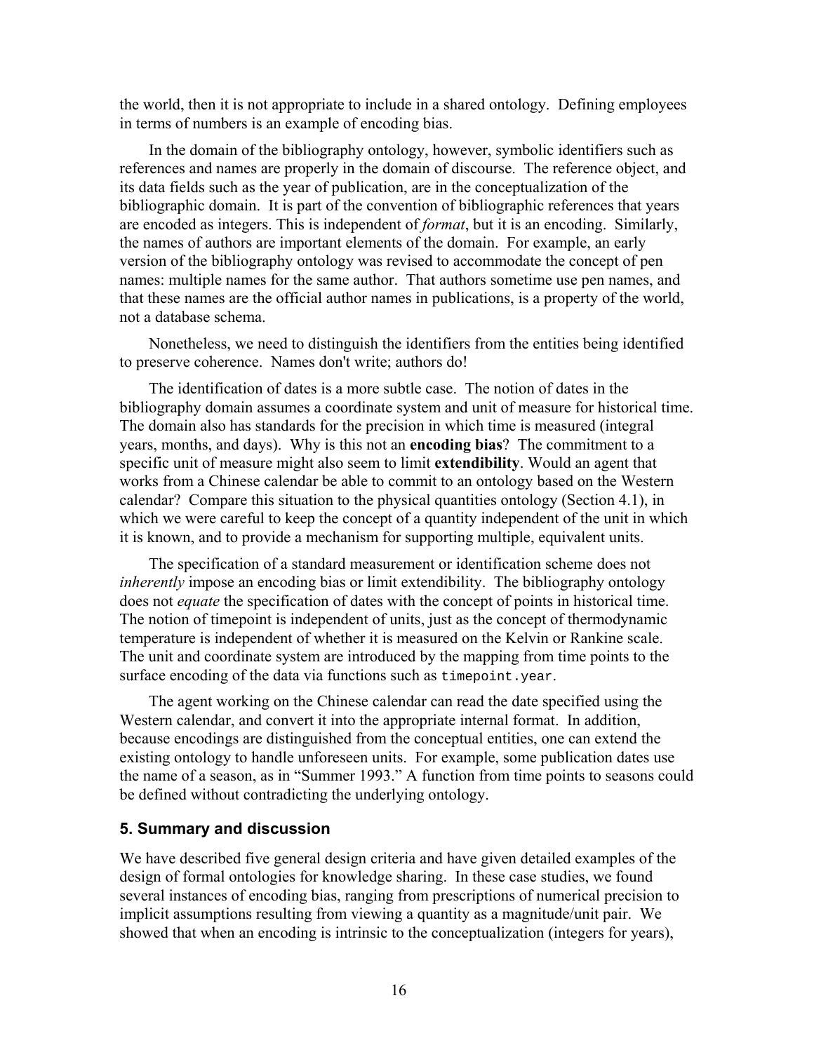the world, then it is not appropriate to include in a shared ontology. Defining employees in terms of numbers is an example of encoding bias.

In the domain of the bibliography ontology, however, symbolic identifiers such as references and names are properly in the domain of discourse. The reference object, and its data fields such as the year of publication, are in the conceptualization of the bibliographic domain. It is part of the convention of bibliographic references that years are encoded as integers. This is independent of *format*, but it is an encoding. Similarly, the names of authors are important elements of the domain. For example, an early version of the bibliography ontology was revised to accommodate the concept of pen names: multiple names for the same author. That authors sometime use pen names, and that these names are the official author names in publications, is a property of the world, not a database schema.

Nonetheless, we need to distinguish the identifiers from the entities being identified to preserve coherence. Names don't write; authors do!

The identification of dates is a more subtle case. The notion of dates in the bibliography domain assumes a coordinate system and unit of measure for historical time. The domain also has standards for the precision in which time is measured (integral years, months, and days). Why is this not an **encoding bias**? The commitment to a specific unit of measure might also seem to limit **extendibility**. Would an agent that works from a Chinese calendar be able to commit to an ontology based on the Western calendar? Compare this situation to the physical quantities ontology (Section 4.1), in which we were careful to keep the concept of a quantity independent of the unit in which it is known, and to provide a mechanism for supporting multiple, equivalent units.

The specification of a standard measurement or identification scheme does not *inherently* impose an encoding bias or limit extendibility. The bibliography ontology does not *equate* the specification of dates with the concept of points in historical time. The notion of timepoint is independent of units, just as the concept of thermodynamic temperature is independent of whether it is measured on the Kelvin or Rankine scale. The unit and coordinate system are introduced by the mapping from time points to the surface encoding of the data via functions such as `timepoint.year`.

The agent working on the Chinese calendar can read the date specified using the Western calendar, and convert it into the appropriate internal format. In addition, because encodings are distinguished from the conceptual entities, one can extend the existing ontology to handle unforeseen units. For example, some publication dates use the name of a season, as in "Summer 1993." A function from time points to seasons could be defined without contradicting the underlying ontology.

## 5. Summary and discussion

We have described five general design criteria and have given detailed examples of the design of formal ontologies for knowledge sharing. In these case studies, we found several instances of encoding bias, ranging from prescriptions of numerical precision to implicit assumptions resulting from viewing a quantity as a magnitude/unit pair. We showed that when an encoding is intrinsic to the conceptualization (integers for years),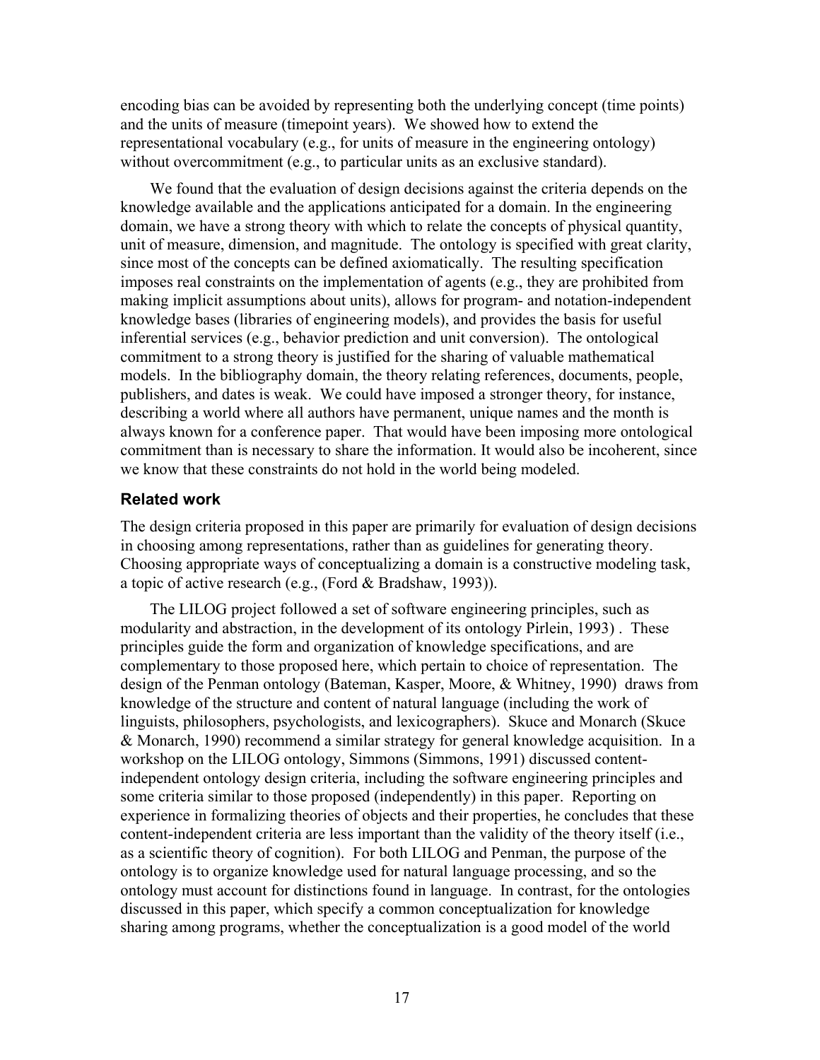encoding bias can be avoided by representing both the underlying concept (time points) and the units of measure (timepoint years). We showed how to extend the representational vocabulary (e.g., for units of measure in the engineering ontology) without overcommitment (e.g., to particular units as an exclusive standard).

We found that the evaluation of design decisions against the criteria depends on the knowledge available and the applications anticipated for a domain. In the engineering domain, we have a strong theory with which to relate the concepts of physical quantity, unit of measure, dimension, and magnitude. The ontology is specified with great clarity, since most of the concepts can be defined axiomatically. The resulting specification imposes real constraints on the implementation of agents (e.g., they are prohibited from making implicit assumptions about units), allows for program- and notation-independent knowledge bases (libraries of engineering models), and provides the basis for useful inferential services (e.g., behavior prediction and unit conversion). The ontological commitment to a strong theory is justified for the sharing of valuable mathematical models. In the bibliography domain, the theory relating references, documents, people, publishers, and dates is weak. We could have imposed a stronger theory, for instance, describing a world where all authors have permanent, unique names and the month is always known for a conference paper. That would have been imposing more ontological commitment than is necessary to share the information. It would also be incoherent, since we know that these constraints do not hold in the world being modeled.

## Related work

The design criteria proposed in this paper are primarily for evaluation of design decisions in choosing among representations, rather than as guidelines for generating theory. Choosing appropriate ways of conceptualizing a domain is a constructive modeling task, a topic of active research (e.g., (Ford & Bradshaw, 1993)).

The LILOG project followed a set of software engineering principles, such as modularity and abstraction, in the development of its ontology Pirlein, 1993) . These principles guide the form and organization of knowledge specifications, and are complementary to those proposed here, which pertain to choice of representation. The design of the Penman ontology (Bateman, Kasper, Moore, & Whitney, 1990) draws from knowledge of the structure and content of natural language (including the work of linguists, philosophers, psychologists, and lexicographers). Skuce and Monarch (Skuce & Monarch, 1990) recommend a similar strategy for general knowledge acquisition. In a workshop on the LILOG ontology, Simmons (Simmons, 1991) discussed content-independent ontology design criteria, including the software engineering principles and some criteria similar to those proposed (independently) in this paper. Reporting on experience in formalizing theories of objects and their properties, he concludes that these content-independent criteria are less important than the validity of the theory itself (i.e., as a scientific theory of cognition). For both LILOG and Penman, the purpose of the ontology is to organize knowledge used for natural language processing, and so the ontology must account for distinctions found in language. In contrast, for the ontologies discussed in this paper, which specify a common conceptualization for knowledge sharing among programs, whether the conceptualization is a good model of the world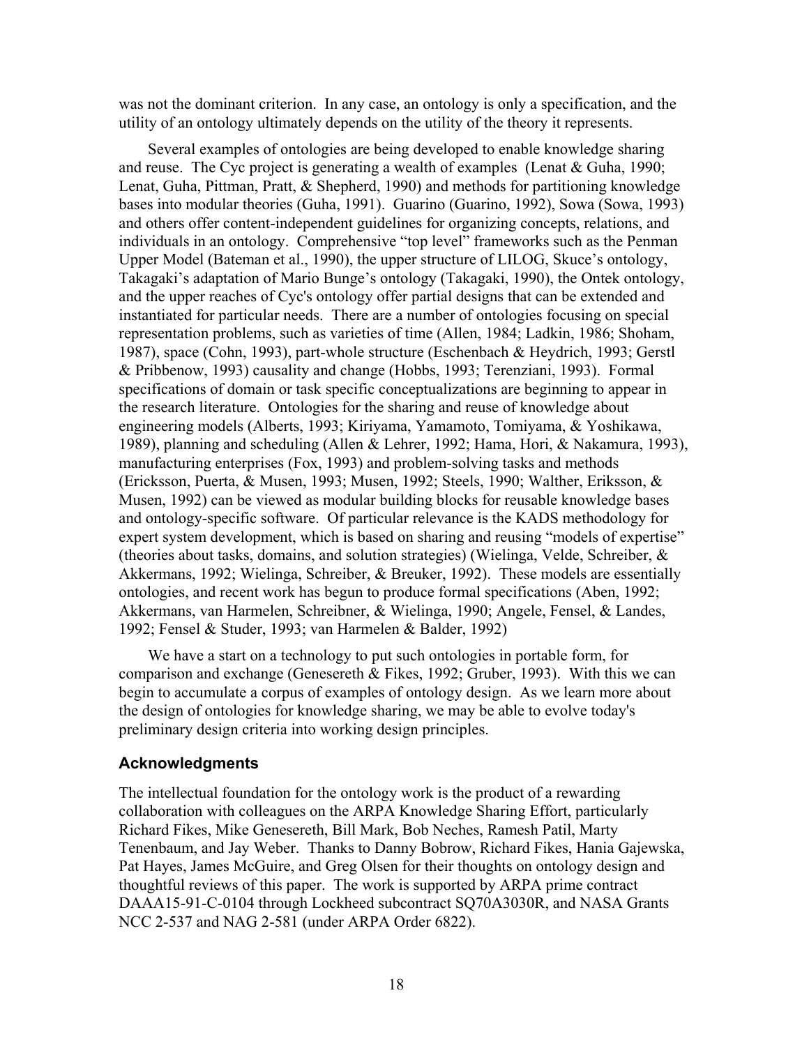was not the dominant criterion. In any case, an ontology is only a specification, and the utility of an ontology ultimately depends on the utility of the theory it represents.

Several examples of ontologies are being developed to enable knowledge sharing and reuse. The Cyc project is generating a wealth of examples (Lenat & Guha, 1990; Lenat, Guha, Pittman, Pratt, & Shepherd, 1990) and methods for partitioning knowledge bases into modular theories (Guha, 1991). Guarino (Guarino, 1992), Sowa (Sowa, 1993) and others offer content-independent guidelines for organizing concepts, relations, and individuals in an ontology. Comprehensive "top level" frameworks such as the Penman Upper Model (Bateman et al., 1990), the upper structure of LILOG, Skuce's ontology, Takagaki's adaptation of Mario Bunge's ontology (Takagaki, 1990), the Ontek ontology, and the upper reaches of Cyc's ontology offer partial designs that can be extended and instantiated for particular needs. There are a number of ontologies focusing on special representation problems, such as varieties of time (Allen, 1984; Ladkin, 1986; Shoham, 1987), space (Cohn, 1993), part-whole structure (Eschenbach & Heydrich, 1993; Gerstl & Pribbenow, 1993) causality and change (Hobbs, 1993; Terenziani, 1993). Formal specifications of domain or task specific conceptualizations are beginning to appear in the research literature. Ontologies for the sharing and reuse of knowledge about engineering models (Alberts, 1993; Kiriyama, Yamamoto, Tomiyama, & Yoshikawa, 1989), planning and scheduling (Allen & Lehrer, 1992; Hama, Hori, & Nakamura, 1993), manufacturing enterprises (Fox, 1993) and problem-solving tasks and methods (Ericksson, Puerta, & Musen, 1993; Musen, 1992; Steels, 1990; Walther, Eriksson, & Musen, 1992) can be viewed as modular building blocks for reusable knowledge bases and ontology-specific software. Of particular relevance is the KADS methodology for expert system development, which is based on sharing and reusing "models of expertise" (theories about tasks, domains, and solution strategies) (Wielinga, Velde, Schreiber, & Akkermans, 1992; Wielinga, Schreiber, & Breuker, 1992). These models are essentially ontologies, and recent work has begun to produce formal specifications (Aben, 1992; Akkermans, van Harmelen, Schreibner, & Wielinga, 1990; Angele, Fensel, & Landes, 1992; Fensel & Studer, 1993; van Harmelen & Balder, 1992)

We have a start on a technology to put such ontologies in portable form, for comparison and exchange (Genesereth & Fikes, 1992; Gruber, 1993). With this we can begin to accumulate a corpus of examples of ontology design. As we learn more about the design of ontologies for knowledge sharing, we may be able to evolve today's preliminary design criteria into working design principles.

## Acknowledgments

The intellectual foundation for the ontology work is the product of a rewarding collaboration with colleagues on the ARPA Knowledge Sharing Effort, particularly Richard Fikes, Mike Genesereth, Bill Mark, Bob Neches, Ramesh Patil, Marty Tenenbaum, and Jay Weber. Thanks to Danny Bobrow, Richard Fikes, Hania Gajewska, Pat Hayes, James McGuire, and Greg Olsen for their thoughts on ontology design and thoughtful reviews of this paper. The work is supported by ARPA prime contract DAAA15-91-C-0104 through Lockheed subcontract SQ70A3030R, and NASA Grants NCC 2-537 and NAG 2-581 (under ARPA Order 6822).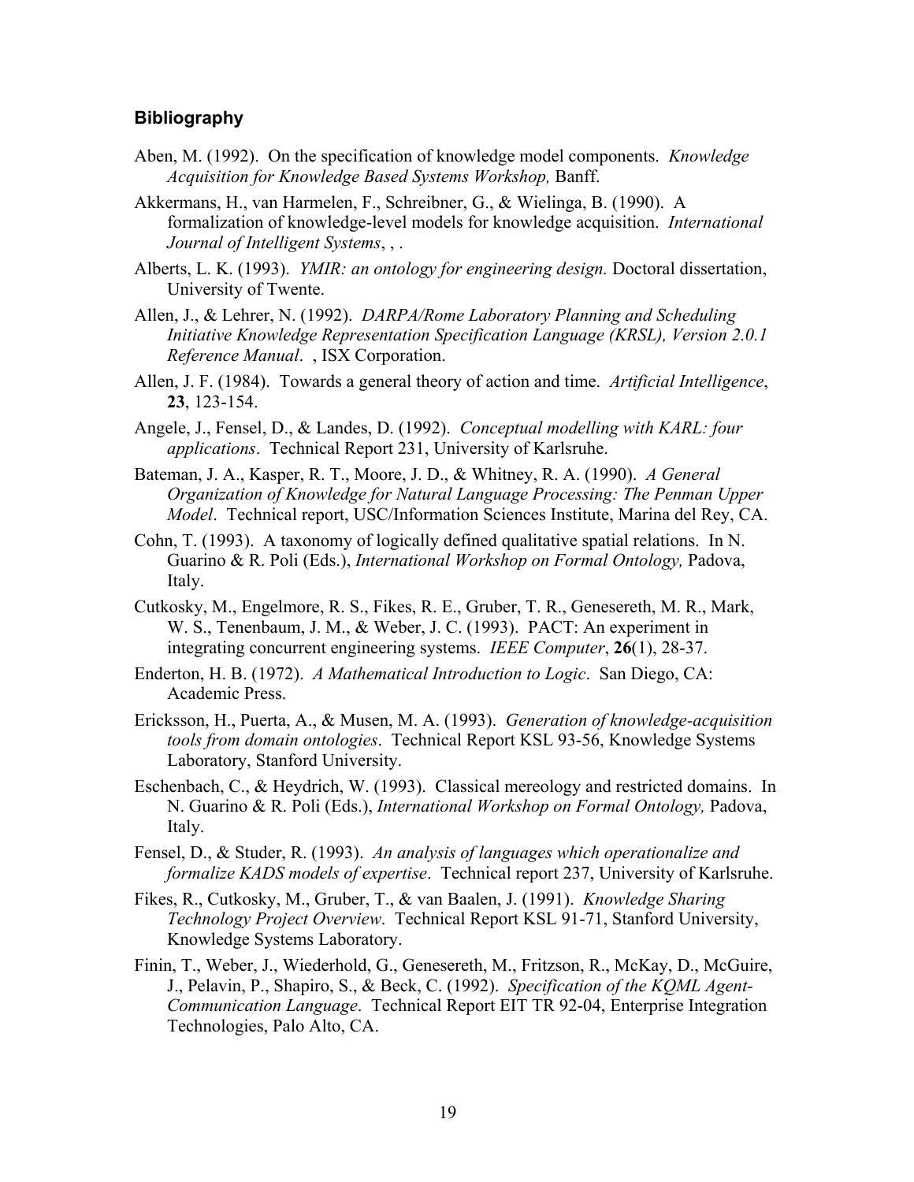## Bibliography

Aben, M. (1992). On the specification of knowledge model components. *Knowledge Acquisition for Knowledge Based Systems Workshop,* Banff.

Akkermans, H., van Harmelen, F., Schreibner, G., & Wielinga, B. (1990). A formalization of knowledge-level models for knowledge acquisition. *International Journal of Intelligent Systems*, , .

Alberts, L. K. (1993). *YMIR: an ontology for engineering design.* Doctoral dissertation, University of Twente.

Allen, J., & Lehrer, N. (1992). *DARPA/Rome Laboratory Planning and Scheduling Initiative Knowledge Representation Specification Language (KRSL), Version 2.0.1 Reference Manual*. , ISX Corporation.

Allen, J. F. (1984). Towards a general theory of action and time. *Artificial Intelligence*, **23**, 123-154.

Angele, J., Fensel, D., & Landes, D. (1992). *Conceptual modelling with KARL: four applications*. Technical Report 231, University of Karlsruhe.

Bateman, J. A., Kasper, R. T., Moore, J. D., & Whitney, R. A. (1990). *A General Organization of Knowledge for Natural Language Processing: The Penman Upper Model*. Technical report, USC/Information Sciences Institute, Marina del Rey, CA.

Cohn, T. (1993). A taxonomy of logically defined qualitative spatial relations. In N. Guarino & R. Poli (Eds.), *International Workshop on Formal Ontology,* Padova, Italy.

Cutkosky, M., Engelmore, R. S., Fikes, R. E., Gruber, T. R., Genesereth, M. R., Mark, W. S., Tenenbaum, J. M., & Weber, J. C. (1993). PACT: An experiment in integrating concurrent engineering systems. *IEEE Computer*, **26**(1), 28-37.

Enderton, H. B. (1972). *A Mathematical Introduction to Logic*. San Diego, CA: Academic Press.

Ericksson, H., Puerta, A., & Musen, M. A. (1993). *Generation of knowledge-acquisition tools from domain ontologies*. Technical Report KSL 93-56, Knowledge Systems Laboratory, Stanford University.

Eschenbach, C., & Heydrich, W. (1993). Classical mereology and restricted domains. In N. Guarino & R. Poli (Eds.), *International Workshop on Formal Ontology,* Padova, Italy.

Fensel, D., & Studer, R. (1993). *An analysis of languages which operationalize and formalize KADS models of expertise*. Technical report 237, University of Karlsruhe.

Fikes, R., Cutkosky, M., Gruber, T., & van Baalen, J. (1991). *Knowledge Sharing Technology Project Overview*. Technical Report KSL 91-71, Stanford University, Knowledge Systems Laboratory.

Finin, T., Weber, J., Wiederhold, G., Genesereth, M., Fritzson, R., McKay, D., McGuire, J., Pelavin, P., Shapiro, S., & Beck, C. (1992). *Specification of the KQML Agent-Communication Language*. Technical Report EIT TR 92-04, Enterprise Integration Technologies, Palo Alto, CA.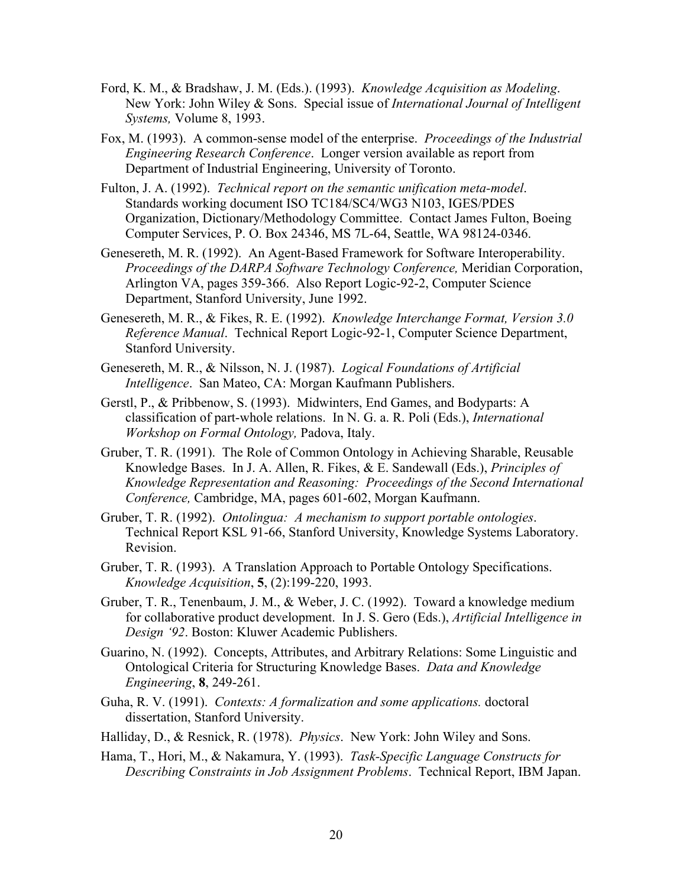Ford, K. M., & Bradshaw, J. M. (Eds.). (1993). *Knowledge Acquisition as Modeling*. New York: John Wiley & Sons. Special issue of *International Journal of Intelligent Systems,* Volume 8, 1993.

Fox, M. (1993). A common-sense model of the enterprise. *Proceedings of the Industrial Engineering Research Conference*. Longer version available as report from Department of Industrial Engineering, University of Toronto.

Fulton, J. A. (1992). *Technical report on the semantic unification meta-model*. Standards working document ISO TC184/SC4/WG3 N103, IGES/PDES Organization, Dictionary/Methodology Committee. Contact James Fulton, Boeing Computer Services, P. O. Box 24346, MS 7L-64, Seattle, WA 98124-0346.

Genesereth, M. R. (1992). An Agent-Based Framework for Software Interoperability. *Proceedings of the DARPA Software Technology Conference,* Meridian Corporation, Arlington VA, pages 359-366. Also Report Logic-92-2, Computer Science Department, Stanford University, June 1992.

Genesereth, M. R., & Fikes, R. E. (1992). *Knowledge Interchange Format, Version 3.0 Reference Manual*. Technical Report Logic-92-1, Computer Science Department, Stanford University.

Genesereth, M. R., & Nilsson, N. J. (1987). *Logical Foundations of Artificial Intelligence*. San Mateo, CA: Morgan Kaufmann Publishers.

Gerstl, P., & Pribbenow, S. (1993). Midwinters, End Games, and Bodyparts: A classification of part-whole relations. In N. G. a. R. Poli (Eds.), *International Workshop on Formal Ontology,* Padova, Italy.

Gruber, T. R. (1991). The Role of Common Ontology in Achieving Sharable, Reusable Knowledge Bases. In J. A. Allen, R. Fikes, & E. Sandewall (Eds.), *Principles of Knowledge Representation and Reasoning: Proceedings of the Second International Conference,* Cambridge, MA, pages 601-602, Morgan Kaufmann.

Gruber, T. R. (1992). *Ontolingua: A mechanism to support portable ontologies*. Technical Report KSL 91-66, Stanford University, Knowledge Systems Laboratory. Revision.

Gruber, T. R. (1993). A Translation Approach to Portable Ontology Specifications. *Knowledge Acquisition*, **5**, (2):199-220, 1993.

Gruber, T. R., Tenenbaum, J. M., & Weber, J. C. (1992). Toward a knowledge medium for collaborative product development. In J. S. Gero (Eds.), *Artificial Intelligence in Design '92*. Boston: Kluwer Academic Publishers.

Guarino, N. (1992). Concepts, Attributes, and Arbitrary Relations: Some Linguistic and Ontological Criteria for Structuring Knowledge Bases. *Data and Knowledge Engineering*, **8**, 249-261.

Guha, R. V. (1991). *Contexts: A formalization and some applications.* doctoral dissertation, Stanford University.

Halliday, D., & Resnick, R. (1978). *Physics*. New York: John Wiley and Sons.

Hama, T., Hori, M., & Nakamura, Y. (1993). *Task-Specific Language Constructs for Describing Constraints in Job Assignment Problems*. Technical Report, IBM Japan.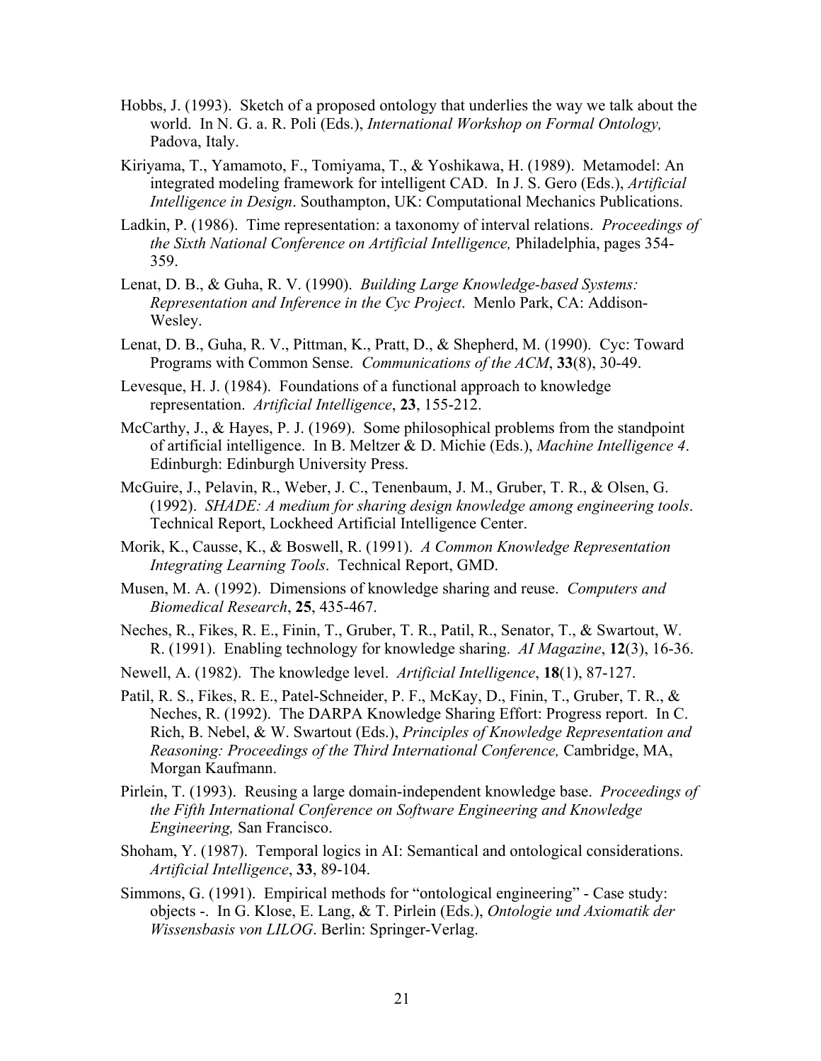Hobbs, J. (1993). Sketch of a proposed ontology that underlies the way we talk about the world. In N. G. a. R. Poli (Eds.), *International Workshop on Formal Ontology,* Padova, Italy.

Kiriyama, T., Yamamoto, F., Tomiyama, T., & Yoshikawa, H. (1989). Metamodel: An integrated modeling framework for intelligent CAD. In J. S. Gero (Eds.), *Artificial Intelligence in Design*. Southampton, UK: Computational Mechanics Publications.

Ladkin, P. (1986). Time representation: a taxonomy of interval relations. *Proceedings of the Sixth National Conference on Artificial Intelligence,* Philadelphia, pages 354-359.

Lenat, D. B., & Guha, R. V. (1990). *Building Large Knowledge-based Systems: Representation and Inference in the Cyc Project*. Menlo Park, CA: Addison-Wesley.

Lenat, D. B., Guha, R. V., Pittman, K., Pratt, D., & Shepherd, M. (1990). Cyc: Toward Programs with Common Sense. *Communications of the ACM*, **33**(8), 30-49.

Levesque, H. J. (1984). Foundations of a functional approach to knowledge representation. *Artificial Intelligence*, **23**, 155-212.

McCarthy, J., & Hayes, P. J. (1969). Some philosophical problems from the standpoint of artificial intelligence. In B. Meltzer & D. Michie (Eds.), *Machine Intelligence 4*. Edinburgh: Edinburgh University Press.

McGuire, J., Pelavin, R., Weber, J. C., Tenenbaum, J. M., Gruber, T. R., & Olsen, G. (1992). *SHADE: A medium for sharing design knowledge among engineering tools*. Technical Report, Lockheed Artificial Intelligence Center.

Morik, K., Causse, K., & Boswell, R. (1991). *A Common Knowledge Representation Integrating Learning Tools*. Technical Report, GMD.

Musen, M. A. (1992). Dimensions of knowledge sharing and reuse. *Computers and Biomedical Research*, **25**, 435-467.

Neches, R., Fikes, R. E., Finin, T., Gruber, T. R., Patil, R., Senator, T., & Swartout, W. R. (1991). Enabling technology for knowledge sharing. *AI Magazine*, **12**(3), 16-36.

Newell, A. (1982). The knowledge level. *Artificial Intelligence*, **18**(1), 87-127.

Patil, R. S., Fikes, R. E., Patel-Schneider, P. F., McKay, D., Finin, T., Gruber, T. R., & Neches, R. (1992). The DARPA Knowledge Sharing Effort: Progress report. In C. Rich, B. Nebel, & W. Swartout (Eds.), *Principles of Knowledge Representation and Reasoning: Proceedings of the Third International Conference,* Cambridge, MA, Morgan Kaufmann.

Pirlein, T. (1993). Reusing a large domain-independent knowledge base. *Proceedings of the Fifth International Conference on Software Engineering and Knowledge Engineering,* San Francisco.

Shoham, Y. (1987). Temporal logics in AI: Semantical and ontological considerations. *Artificial Intelligence*, **33**, 89-104.

Simmons, G. (1991). Empirical methods for "ontological engineering" - Case study: objects -. In G. Klose, E. Lang, & T. Pirlein (Eds.), *Ontologie und Axiomatik der Wissensbasis von LILOG*. Berlin: Springer-Verlag.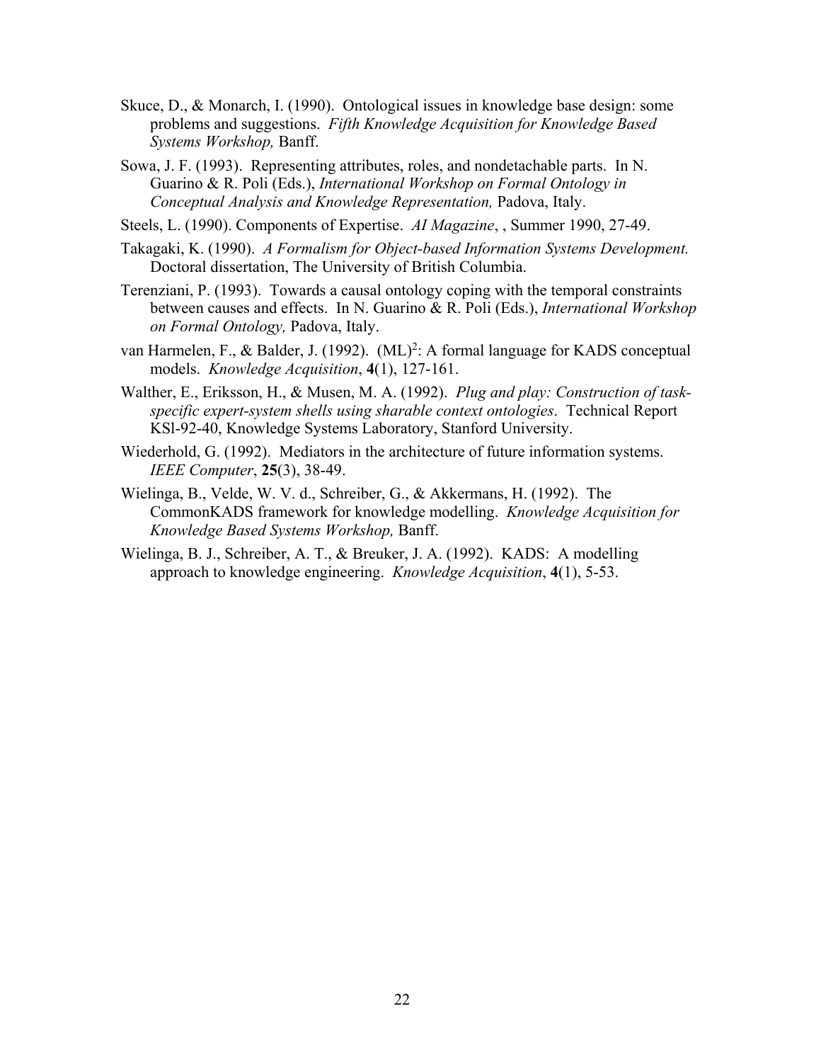Skuce, D., & Monarch, I. (1990). Ontological issues in knowledge base design: some problems and suggestions. *Fifth Knowledge Acquisition for Knowledge Based Systems Workshop,* Banff.

Sowa, J. F. (1993). Representing attributes, roles, and nondetachable parts. In N. Guarino & R. Poli (Eds.), *International Workshop on Formal Ontology in Conceptual Analysis and Knowledge Representation,* Padova, Italy.

Steels, L. (1990). Components of Expertise. *AI Magazine*, , Summer 1990, 27-49.

Takagaki, K. (1990). *A Formalism for Object-based Information Systems Development.* Doctoral dissertation, The University of British Columbia.

Terenziani, P. (1993). Towards a causal ontology coping with the temporal constraints between causes and effects. In N. Guarino & R. Poli (Eds.), *International Workshop on Formal Ontology,* Padova, Italy.

van Harmelen, F., & Balder, J. (1992). $(ML)^2$: A formal language for KADS conceptual models. *Knowledge Acquisition*, **4**(1), 127-161.

Walther, E., Eriksson, H., & Musen, M. A. (1992). *Plug and play: Construction of task-specific expert-system shells using sharable context ontologies*. Technical Report KSl-92-40, Knowledge Systems Laboratory, Stanford University.

Wiederhold, G. (1992). Mediators in the architecture of future information systems. *IEEE Computer*, **25**(3), 38-49.

Wielinga, B., Velde, W. V. d., Schreiber, G., & Akkermans, H. (1992). The CommonKADS framework for knowledge modelling. *Knowledge Acquisition for Knowledge Based Systems Workshop,* Banff.

Wielinga, B. J., Schreiber, A. T., & Breuker, J. A. (1992). KADS: A modelling approach to knowledge engineering. *Knowledge Acquisition*, **4**(1), 5-53.